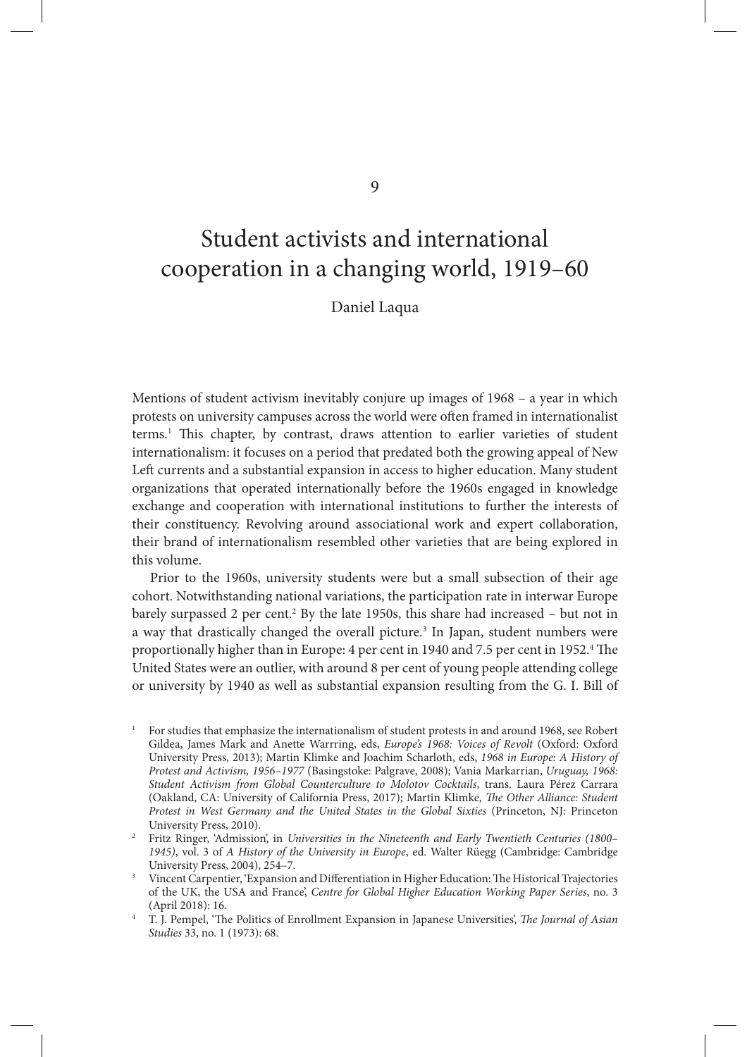9

# Student activists and international cooperation in a changing world, 1919–60

Daniel Laqua

Mentions of student activism inevitably conjure up images of 1968 – a year in which protests on university campuses across the world were often framed in internationalist terms.[1] This chapter, by contrast, draws attention to earlier varieties of student internationalism: it focuses on a period that predated both the growing appeal of New Left currents and a substantial expansion in access to higher education. Many student organizations that operated internationally before the 1960s engaged in knowledge exchange and cooperation with international institutions to further the interests of their constituency. Revolving around associational work and expert collaboration, their brand of internationalism resembled other varieties that are being explored in this volume.

Prior to the 1960s, university students were but a small subsection of their age cohort. Notwithstanding national variations, the participation rate in interwar Europe barely surpassed 2 per cent.[2] By the late 1950s, this share had increased – but not in a way that drastically changed the overall picture.[3] In Japan, student numbers were proportionally higher than in Europe: 4 per cent in 1940 and 7.5 per cent in 1952.[4] The United States were an outlier, with around 8 per cent of young people attending college or university by 1940 as well as substantial expansion resulting from the G. I. Bill of

---

[1] For studies that emphasize the internationalism of student protests in and around 1968, see Robert Gildea, James Mark and Anette Warrring, eds, *Europe's 1968: Voices of Revolt* (Oxford: Oxford University Press, 2013); Martin Klimke and Joachim Scharloth, eds, *1968 in Europe: A History of Protest and Activism, 1956–1977* (Basingstoke: Palgrave, 2008); Vania Markarrian, *Uruguay, 1968: Student Activism from Global Counterculture to Molotov Cocktails*, trans. Laura Pérez Carrara (Oakland, CA: University of California Press, 2017); Martin Klimke, *The Other Alliance: Student Protest in West Germany and the United States in the Global Sixties* (Princeton, NJ: Princeton University Press, 2010).

[2] Fritz Ringer, 'Admission', in *Universities in the Nineteenth and Early Twentieth Centuries (1800–1945)*, vol. 3 of *A History of the University in Europe*, ed. Walter Rüegg (Cambridge: Cambridge University Press, 2004), 254–7.

[3] Vincent Carpentier, 'Expansion and Differentiation in Higher Education: The Historical Trajectories of the UK, the USA and France', *Centre for Global Higher Education Working Paper Series*, no. 3 (April 2018): 16.

[4] T. J. Pempel, 'The Politics of Enrollment Expansion in Japanese Universities', *The Journal of Asian Studies* 33, no. 1 (1973): 68.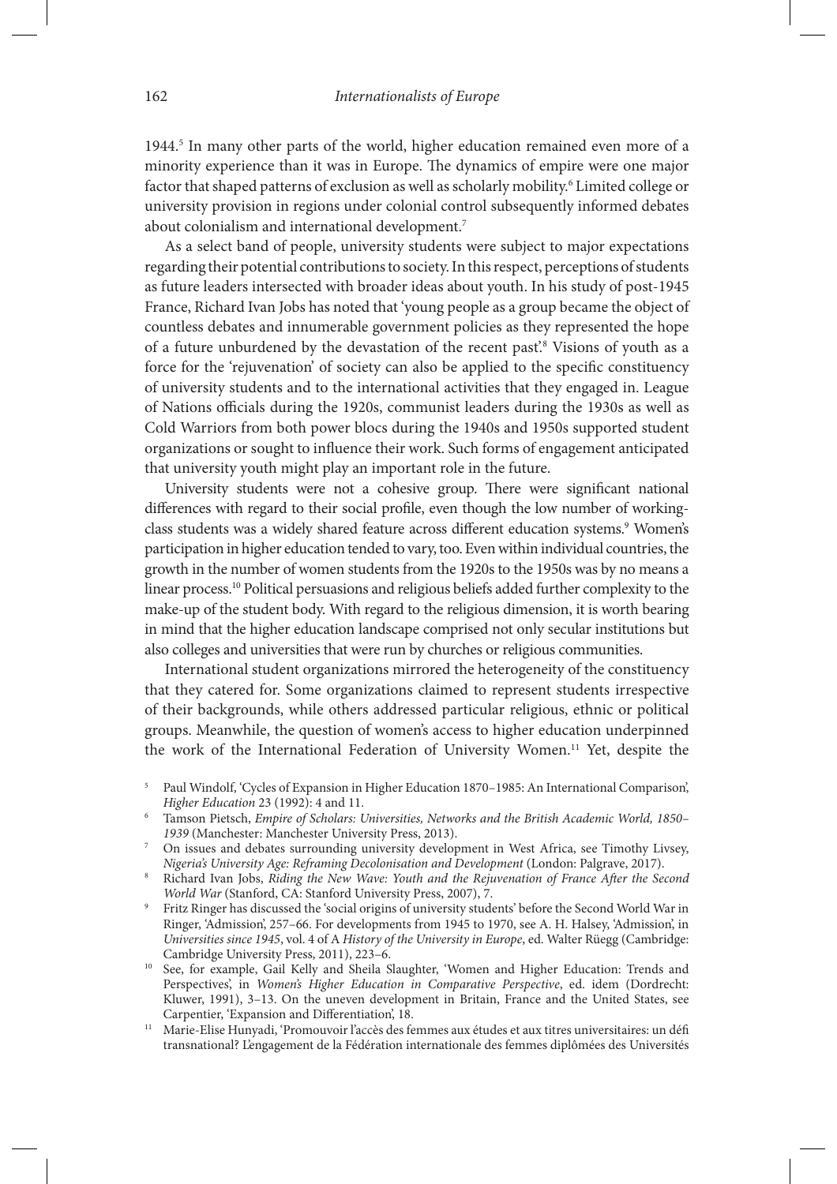1944.[5] In many other parts of the world, higher education remained even more of a minority experience than it was in Europe. The dynamics of empire were one major factor that shaped patterns of exclusion as well as scholarly mobility.[6] Limited college or university provision in regions under colonial control subsequently informed debates about colonialism and international development.[7]

As a select band of people, university students were subject to major expectations regarding their potential contributions to society. In this respect, perceptions of students as future leaders intersected with broader ideas about youth. In his study of post-1945 France, Richard Ivan Jobs has noted that 'young people as a group became the object of countless debates and innumerable government policies as they represented the hope of a future unburdened by the devastation of the recent past'.[8] Visions of youth as a force for the 'rejuvenation' of society can also be applied to the specific constituency of university students and to the international activities that they engaged in. League of Nations officials during the 1920s, communist leaders during the 1930s as well as Cold Warriors from both power blocs during the 1940s and 1950s supported student organizations or sought to influence their work. Such forms of engagement anticipated that university youth might play an important role in the future.

University students were not a cohesive group. There were significant national differences with regard to their social profile, even though the low number of working-class students was a widely shared feature across different education systems.[9] Women's participation in higher education tended to vary, too. Even within individual countries, the growth in the number of women students from the 1920s to the 1950s was by no means a linear process.[10] Political persuasions and religious beliefs added further complexity to the make-up of the student body. With regard to the religious dimension, it is worth bearing in mind that the higher education landscape comprised not only secular institutions but also colleges and universities that were run by churches or religious communities.

International student organizations mirrored the heterogeneity of the constituency that they catered for. Some organizations claimed to represent students irrespective of their backgrounds, while others addressed particular religious, ethnic or political groups. Meanwhile, the question of women's access to higher education underpinned the work of the International Federation of University Women.[11] Yet, despite the

[5] Paul Windolf, 'Cycles of Expansion in Higher Education 1870–1985: An International Comparison', *Higher Education* 23 (1992): 4 and 11.

[6] Tamson Pietsch, *Empire of Scholars: Universities, Networks and the British Academic World, 1850–1939* (Manchester: Manchester University Press, 2013).

[7] On issues and debates surrounding university development in West Africa, see Timothy Livsey, *Nigeria's University Age: Reframing Decolonisation and Development* (London: Palgrave, 2017).

[8] Richard Ivan Jobs, *Riding the New Wave: Youth and the Rejuvenation of France After the Second World War* (Stanford, CA: Stanford University Press, 2007), 7.

[9] Fritz Ringer has discussed the 'social origins of university students' before the Second World War in Ringer, 'Admission', 257–66. For developments from 1945 to 1970, see A. H. Halsey, 'Admission', in *Universities since 1945*, vol. 4 of A *History of the University in Europe*, ed. Walter Rüegg (Cambridge: Cambridge University Press, 2011), 223–6.

[10] See, for example, Gail Kelly and Sheila Slaughter, 'Women and Higher Education: Trends and Perspectives', in *Women's Higher Education in Comparative Perspective*, ed. idem (Dordrecht: Kluwer, 1991), 3–13. On the uneven development in Britain, France and the United States, see Carpentier, 'Expansion and Differentiation', 18.

[11] Marie-Elise Hunyadi, 'Promouvoir l'accès des femmes aux études et aux titres universitaires: un défi transnational? L'engagement de la Fédération internationale des femmes diplômées des Universités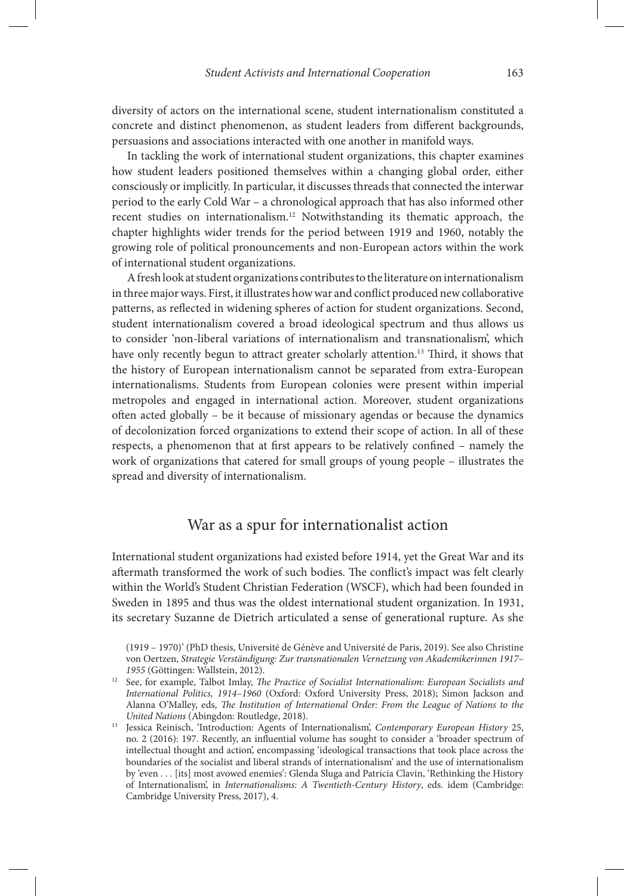diversity of actors on the international scene, student internationalism constituted a concrete and distinct phenomenon, as student leaders from different backgrounds, persuasions and associations interacted with one another in manifold ways.

In tackling the work of international student organizations, this chapter examines how student leaders positioned themselves within a changing global order, either consciously or implicitly. In particular, it discusses threads that connected the interwar period to the early Cold War – a chronological approach that has also informed other recent studies on internationalism.[12] Notwithstanding its thematic approach, the chapter highlights wider trends for the period between 1919 and 1960, notably the growing role of political pronouncements and non-European actors within the work of international student organizations.

A fresh look at student organizations contributes to the literature on internationalism in three major ways. First, it illustrates how war and conflict produced new collaborative patterns, as reflected in widening spheres of action for student organizations. Second, student internationalism covered a broad ideological spectrum and thus allows us to consider 'non-liberal variations of internationalism and transnationalism', which have only recently begun to attract greater scholarly attention.[13] Third, it shows that the history of European internationalism cannot be separated from extra-European internationalisms. Students from European colonies were present within imperial metropoles and engaged in international action. Moreover, student organizations often acted globally – be it because of missionary agendas or because the dynamics of decolonization forced organizations to extend their scope of action. In all of these respects, a phenomenon that at first appears to be relatively confined – namely the work of organizations that catered for small groups of young people – illustrates the spread and diversity of internationalism.

## War as a spur for internationalist action

International student organizations had existed before 1914, yet the Great War and its aftermath transformed the work of such bodies. The conflict's impact was felt clearly within the World's Student Christian Federation (WSCF), which had been founded in Sweden in 1895 and thus was the oldest international student organization. In 1931, its secretary Suzanne de Dietrich articulated a sense of generational rupture. As she

(1919 – 1970)' (PhD thesis, Université de Génève and Université de Paris, 2019). See also Christine von Oertzen, *Strategie Verständigung: Zur transnationalen Vernetzung von Akademikerinnen 1917–1955* (Göttingen: Wallstein, 2012).

[12] See, for example, Talbot Imlay, *The Practice of Socialist Internationalism: European Socialists and International Politics, 1914–1960* (Oxford: Oxford University Press, 2018); Simon Jackson and Alanna O'Malley, eds, *The Institution of International Order: From the League of Nations to the United Nations* (Abingdon: Routledge, 2018).

[13] Jessica Reinisch, 'Introduction: Agents of Internationalism', *Contemporary European History* 25, no. 2 (2016): 197. Recently, an influential volume has sought to consider a 'broader spectrum of intellectual thought and action', encompassing 'ideological transactions that took place across the boundaries of the socialist and liberal strands of internationalism' and the use of internationalism by 'even . . . [its] most avowed enemies': Glenda Sluga and Patricia Clavin, 'Rethinking the History of Internationalism', in *Internationalisms: A Twentieth-Century History*, eds. idem (Cambridge: Cambridge University Press, 2017), 4.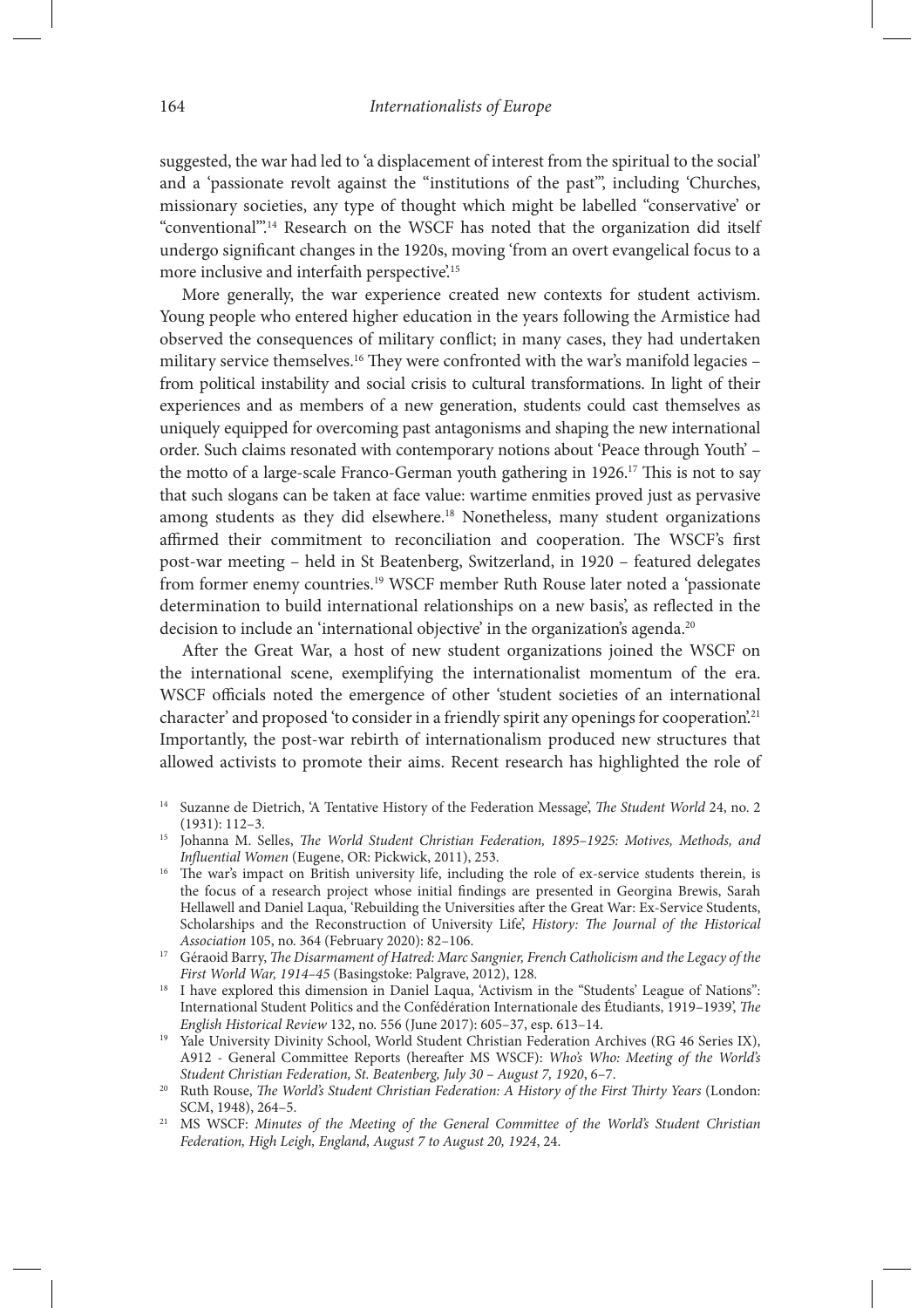suggested, the war had led to 'a displacement of interest from the spiritual to the social' and a 'passionate revolt against the "institutions of the past"', including 'Churches, missionary societies, any type of thought which might be labelled "conservative' or "conventional"'.[14] Research on the WSCF has noted that the organization did itself undergo significant changes in the 1920s, moving 'from an overt evangelical focus to a more inclusive and interfaith perspective'.[15]

More generally, the war experience created new contexts for student activism. Young people who entered higher education in the years following the Armistice had observed the consequences of military conflict; in many cases, they had undertaken military service themselves.[16] They were confronted with the war's manifold legacies – from political instability and social crisis to cultural transformations. In light of their experiences and as members of a new generation, students could cast themselves as uniquely equipped for overcoming past antagonisms and shaping the new international order. Such claims resonated with contemporary notions about 'Peace through Youth' – the motto of a large-scale Franco-German youth gathering in 1926.[17] This is not to say that such slogans can be taken at face value: wartime enmities proved just as pervasive among students as they did elsewhere.[18] Nonetheless, many student organizations affirmed their commitment to reconciliation and cooperation. The WSCF's first post-war meeting – held in St Beatenberg, Switzerland, in 1920 – featured delegates from former enemy countries.[19] WSCF member Ruth Rouse later noted a 'passionate determination to build international relationships on a new basis', as reflected in the decision to include an 'international objective' in the organization's agenda.[20]

After the Great War, a host of new student organizations joined the WSCF on the international scene, exemplifying the internationalist momentum of the era. WSCF officials noted the emergence of other 'student societies of an international character' and proposed 'to consider in a friendly spirit any openings for cooperation'.[21] Importantly, the post-war rebirth of internationalism produced new structures that allowed activists to promote their aims. Recent research has highlighted the role of

---

[14] Suzanne de Dietrich, 'A Tentative History of the Federation Message', *The Student World* 24, no. 2 (1931): 112–3.

[15] Johanna M. Selles, *The World Student Christian Federation, 1895–1925: Motives, Methods, and Influential Women* (Eugene, OR: Pickwick, 2011), 253.

[16] The war's impact on British university life, including the role of ex-service students therein, is the focus of a research project whose initial findings are presented in Georgina Brewis, Sarah Hellawell and Daniel Laqua, 'Rebuilding the Universities after the Great War: Ex-Service Students, Scholarships and the Reconstruction of University Life', *History: The Journal of the Historical Association* 105, no. 364 (February 2020): 82–106.

[17] Géraoid Barry, *The Disarmament of Hatred: Marc Sangnier, French Catholicism and the Legacy of the First World War, 1914–45* (Basingstoke: Palgrave, 2012), 128.

[18] I have explored this dimension in Daniel Laqua, 'Activism in the "Students' League of Nations": International Student Politics and the Confédération Internationale des Étudiants, 1919–1939', *The English Historical Review* 132, no. 556 (June 2017): 605–37, esp. 613–14.

[19] Yale University Divinity School, World Student Christian Federation Archives (RG 46 Series IX), A912 - General Committee Reports (hereafter MS WSCF): *Who's Who: Meeting of the World's Student Christian Federation, St. Beatenberg, July 30 – August 7, 1920*, 6–7.

[20] Ruth Rouse, *The World's Student Christian Federation: A History of the First Thirty Years* (London: SCM, 1948), 264–5.

[21] MS WSCF: *Minutes of the Meeting of the General Committee of the World's Student Christian Federation, High Leigh, England, August 7 to August 20, 1924*, 24.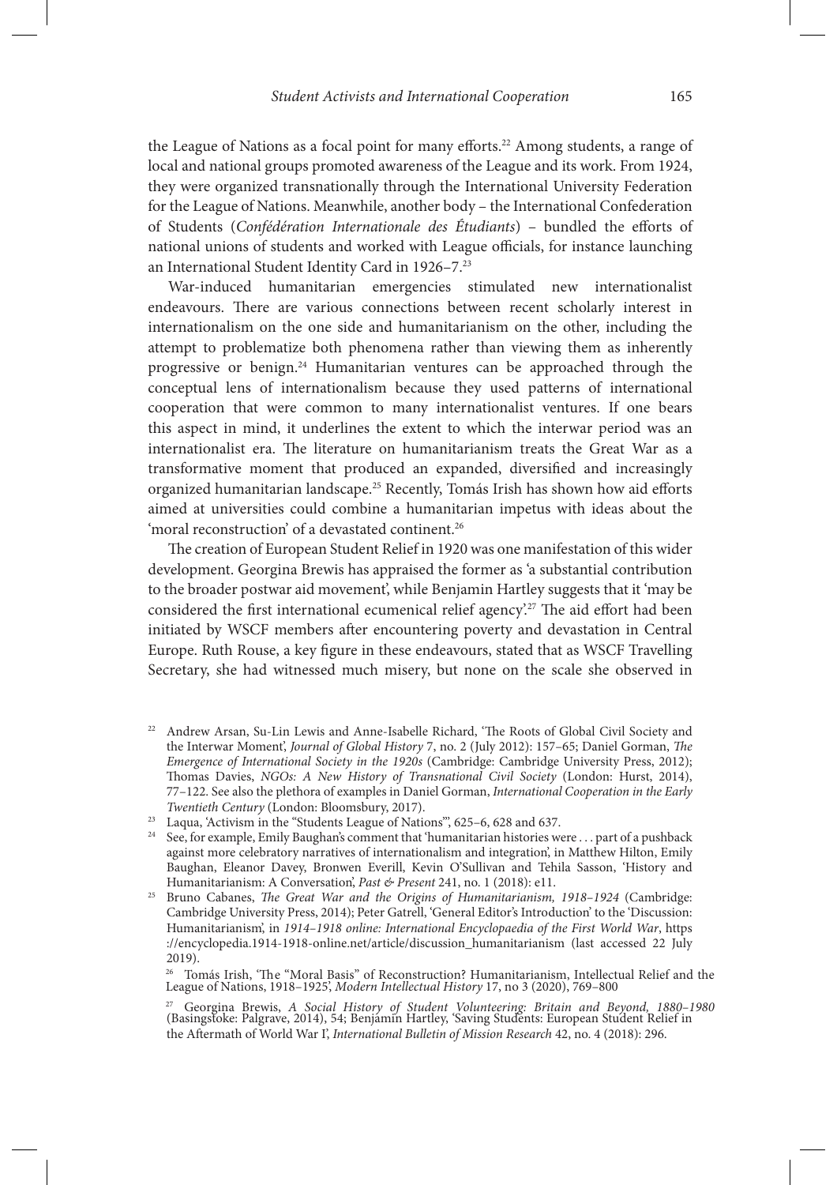the League of Nations as a focal point for many efforts.[22] Among students, a range of local and national groups promoted awareness of the League and its work. From 1924, they were organized transnationally through the International University Federation for the League of Nations. Meanwhile, another body – the International Confederation of Students (*Confédération Internationale des Étudiants*) – bundled the efforts of national unions of students and worked with League officials, for instance launching an International Student Identity Card in 1926–7.[23]

War-induced humanitarian emergencies stimulated new internationalist endeavours. There are various connections between recent scholarly interest in internationalism on the one side and humanitarianism on the other, including the attempt to problematize both phenomena rather than viewing them as inherently progressive or benign.[24] Humanitarian ventures can be approached through the conceptual lens of internationalism because they used patterns of international cooperation that were common to many internationalist ventures. If one bears this aspect in mind, it underlines the extent to which the interwar period was an internationalist era. The literature on humanitarianism treats the Great War as a transformative moment that produced an expanded, diversified and increasingly organized humanitarian landscape.[25] Recently, Tomás Irish has shown how aid efforts aimed at universities could combine a humanitarian impetus with ideas about the 'moral reconstruction' of a devastated continent.[26]

The creation of European Student Relief in 1920 was one manifestation of this wider development. Georgina Brewis has appraised the former as 'a substantial contribution to the broader postwar aid movement', while Benjamin Hartley suggests that it 'may be considered the first international ecumenical relief agency'.[27] The aid effort had been initiated by WSCF members after encountering poverty and devastation in Central Europe. Ruth Rouse, a key figure in these endeavours, stated that as WSCF Travelling Secretary, she had witnessed much misery, but none on the scale she observed in

[22] Andrew Arsan, Su-Lin Lewis and Anne-Isabelle Richard, 'The Roots of Global Civil Society and the Interwar Moment', *Journal of Global History* 7, no. 2 (July 2012): 157–65; Daniel Gorman, *The Emergence of International Society in the 1920s* (Cambridge: Cambridge University Press, 2012); Thomas Davies, *NGOs: A New History of Transnational Civil Society* (London: Hurst, 2014), 77–122. See also the plethora of examples in Daniel Gorman, *International Cooperation in the Early Twentieth Century* (London: Bloomsbury, 2017).

[23] Laqua, 'Activism in the "Students League of Nations"', 625–6, 628 and 637.

[24] See, for example, Emily Baughan's comment that 'humanitarian histories were . . . part of a pushback against more celebratory narratives of internationalism and integration', in Matthew Hilton, Emily Baughan, Eleanor Davey, Bronwen Everill, Kevin O'Sullivan and Tehila Sasson, 'History and Humanitarianism: A Conversation', *Past & Present* 241, no. 1 (2018): e11.

[25] Bruno Cabanes, *The Great War and the Origins of Humanitarianism, 1918–1924* (Cambridge: Cambridge University Press, 2014); Peter Gatrell, 'General Editor's Introduction' to the 'Discussion: Humanitarianism', in *1914–1918 online: International Encyclopaedia of the First World War*, https://encyclopedia.1914-1918-online.net/article/discussion_humanitarianism (last accessed 22 July 2019).

[26] Tomás Irish, 'The "Moral Basis" of Reconstruction? Humanitarianism, Intellectual Relief and the League of Nations, 1918–1925', *Modern Intellectual History* 17, no 3 (2020), 769–800

[27] Georgina Brewis, *A Social History of Student Volunteering: Britain and Beyond, 1880–1980* (Basingstoke: Palgrave, 2014), 54; Benjamin Hartley, 'Saving Students: European Student Relief in the Aftermath of World War I', *International Bulletin of Mission Research* 42, no. 4 (2018): 296.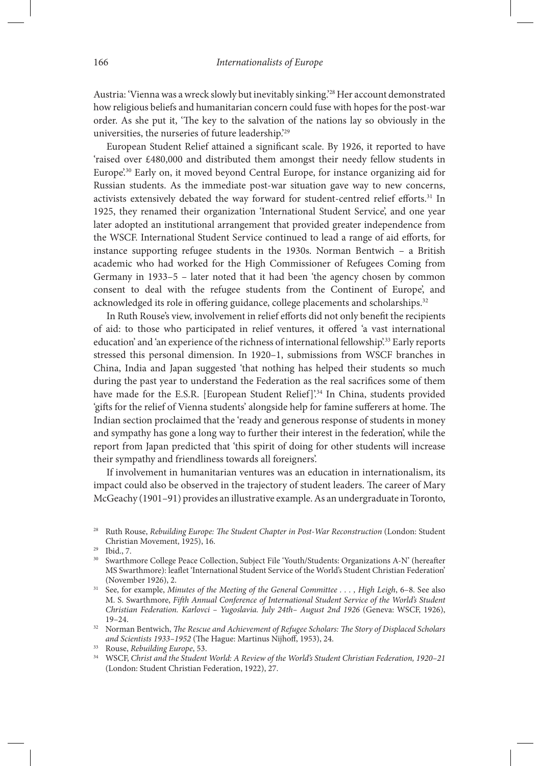Austria: 'Vienna was a wreck slowly but inevitably sinking.'[28] Her account demonstrated how religious beliefs and humanitarian concern could fuse with hopes for the post-war order. As she put it, 'The key to the salvation of the nations lay so obviously in the universities, the nurseries of future leadership.'[29]

European Student Relief attained a significant scale. By 1926, it reported to have 'raised over £480,000 and distributed them amongst their needy fellow students in Europe'.[30] Early on, it moved beyond Central Europe, for instance organizing aid for Russian students. As the immediate post-war situation gave way to new concerns, activists extensively debated the way forward for student-centred relief efforts.[31] In 1925, they renamed their organization 'International Student Service', and one year later adopted an institutional arrangement that provided greater independence from the WSCF. International Student Service continued to lead a range of aid efforts, for instance supporting refugee students in the 1930s. Norman Bentwich – a British academic who had worked for the High Commissioner of Refugees Coming from Germany in 1933–5 – later noted that it had been 'the agency chosen by common consent to deal with the refugee students from the Continent of Europe', and acknowledged its role in offering guidance, college placements and scholarships.[32]

In Ruth Rouse's view, involvement in relief efforts did not only benefit the recipients of aid: to those who participated in relief ventures, it offered 'a vast international education' and 'an experience of the richness of international fellowship'.[33] Early reports stressed this personal dimension. In 1920–1, submissions from WSCF branches in China, India and Japan suggested 'that nothing has helped their students so much during the past year to understand the Federation as the real sacrifices some of them have made for the E.S.R. [European Student Relief]'.[34] In China, students provided 'gifts for the relief of Vienna students' alongside help for famine sufferers at home. The Indian section proclaimed that the 'ready and generous response of students in money and sympathy has gone a long way to further their interest in the federation', while the report from Japan predicted that 'this spirit of doing for other students will increase their sympathy and friendliness towards all foreigners'.

If involvement in humanitarian ventures was an education in internationalism, its impact could also be observed in the trajectory of student leaders. The career of Mary McGeachy (1901–91) provides an illustrative example. As an undergraduate in Toronto,

---

[28] Ruth Rouse, *Rebuilding Europe: The Student Chapter in Post-War Reconstruction* (London: Student Christian Movement, 1925), 16.

[29] Ibid., 7.

[30] Swarthmore College Peace Collection, Subject File 'Youth/Students: Organizations A-N' (hereafter MS Swarthmore): leaflet 'International Student Service of the World's Student Christian Federation' (November 1926), 2.

[31] See, for example, *Minutes of the Meeting of the General Committee . . . , High Leigh*, 6–8. See also M. S. Swarthmore, *Fifth Annual Conference of International Student Service of the World's Student Christian Federation. Karlovci – Yugoslavia. July 24th– August 2nd 1926* (Geneva: WSCF, 1926), 19–24.

[32] Norman Bentwich, *The Rescue and Achievement of Refugee Scholars: The Story of Displaced Scholars and Scientists 1933–1952* (The Hague: Martinus Nijhoff, 1953), 24.

[33] Rouse, *Rebuilding Europe*, 53.

[34] WSCF, *Christ and the Student World: A Review of the World's Student Christian Federation, 1920–21* (London: Student Christian Federation, 1922), 27.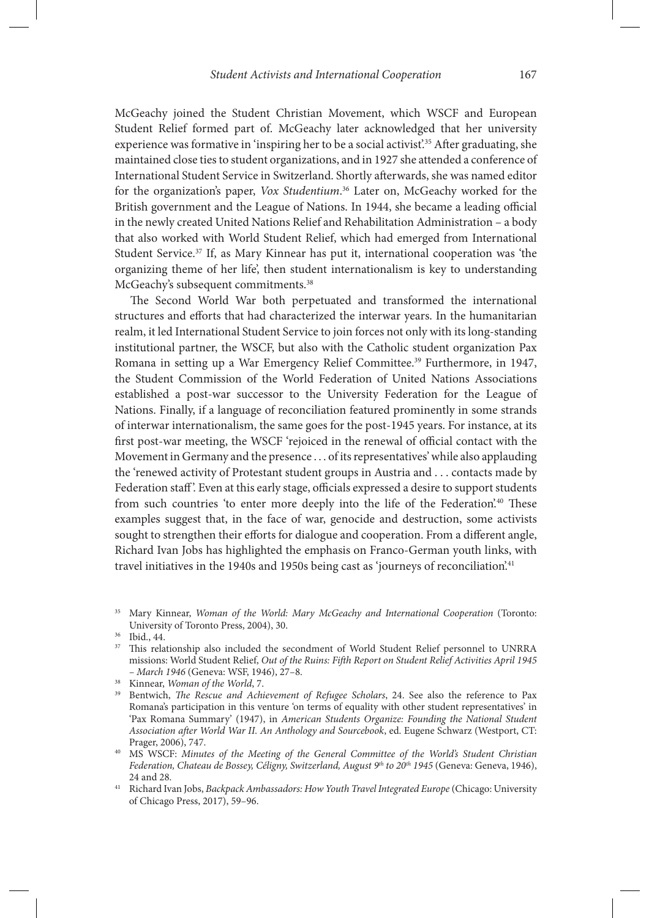McGeachy joined the Student Christian Movement, which WSCF and European Student Relief formed part of. McGeachy later acknowledged that her university experience was formative in 'inspiring her to be a social activist'.[35] After graduating, she maintained close ties to student organizations, and in 1927 she attended a conference of International Student Service in Switzerland. Shortly afterwards, she was named editor for the organization's paper, *Vox Studentium*.[36] Later on, McGeachy worked for the British government and the League of Nations. In 1944, she became a leading official in the newly created United Nations Relief and Rehabilitation Administration – a body that also worked with World Student Relief, which had emerged from International Student Service.[37] If, as Mary Kinnear has put it, international cooperation was 'the organizing theme of her life', then student internationalism is key to understanding McGeachy's subsequent commitments.[38]

The Second World War both perpetuated and transformed the international structures and efforts that had characterized the interwar years. In the humanitarian realm, it led International Student Service to join forces not only with its long-standing institutional partner, the WSCF, but also with the Catholic student organization Pax Romana in setting up a War Emergency Relief Committee.[39] Furthermore, in 1947, the Student Commission of the World Federation of United Nations Associations established a post-war successor to the University Federation for the League of Nations. Finally, if a language of reconciliation featured prominently in some strands of interwar internationalism, the same goes for the post-1945 years. For instance, at its first post-war meeting, the WSCF 'rejoiced in the renewal of official contact with the Movement in Germany and the presence . . . of its representatives' while also applauding the 'renewed activity of Protestant student groups in Austria and . . . contacts made by Federation staff'. Even at this early stage, officials expressed a desire to support students from such countries 'to enter more deeply into the life of the Federation'.[40] These examples suggest that, in the face of war, genocide and destruction, some activists sought to strengthen their efforts for dialogue and cooperation. From a different angle, Richard Ivan Jobs has highlighted the emphasis on Franco-German youth links, with travel initiatives in the 1940s and 1950s being cast as 'journeys of reconciliation'.[41]

---

[35] Mary Kinnear, *Woman of the World: Mary McGeachy and International Cooperation* (Toronto: University of Toronto Press, 2004), 30.

[36] Ibid., 44.

[37] This relationship also included the secondment of World Student Relief personnel to UNRRA missions: World Student Relief, *Out of the Ruins: Fifth Report on Student Relief Activities April 1945 – March 1946* (Geneva: WSF, 1946), 27–8.

[38] Kinnear, *Woman of the World*, 7.

[39] Bentwich, *The Rescue and Achievement of Refugee Scholars*, 24. See also the reference to Pax Romana's participation in this venture 'on terms of equality with other student representatives' in 'Pax Romana Summary' (1947), in *American Students Organize: Founding the National Student Association after World War II. An Anthology and Sourcebook*, ed. Eugene Schwarz (Westport, CT: Prager, 2006), 747.

[40] MS WSCF: *Minutes of the Meeting of the General Committee of the World's Student Christian Federation, Chateau de Bossey, Céligny, Switzerland, August 9th to 20th 1945* (Geneva: Geneva, 1946), 24 and 28.

[41] Richard Ivan Jobs, *Backpack Ambassadors: How Youth Travel Integrated Europe* (Chicago: University of Chicago Press, 2017), 59–96.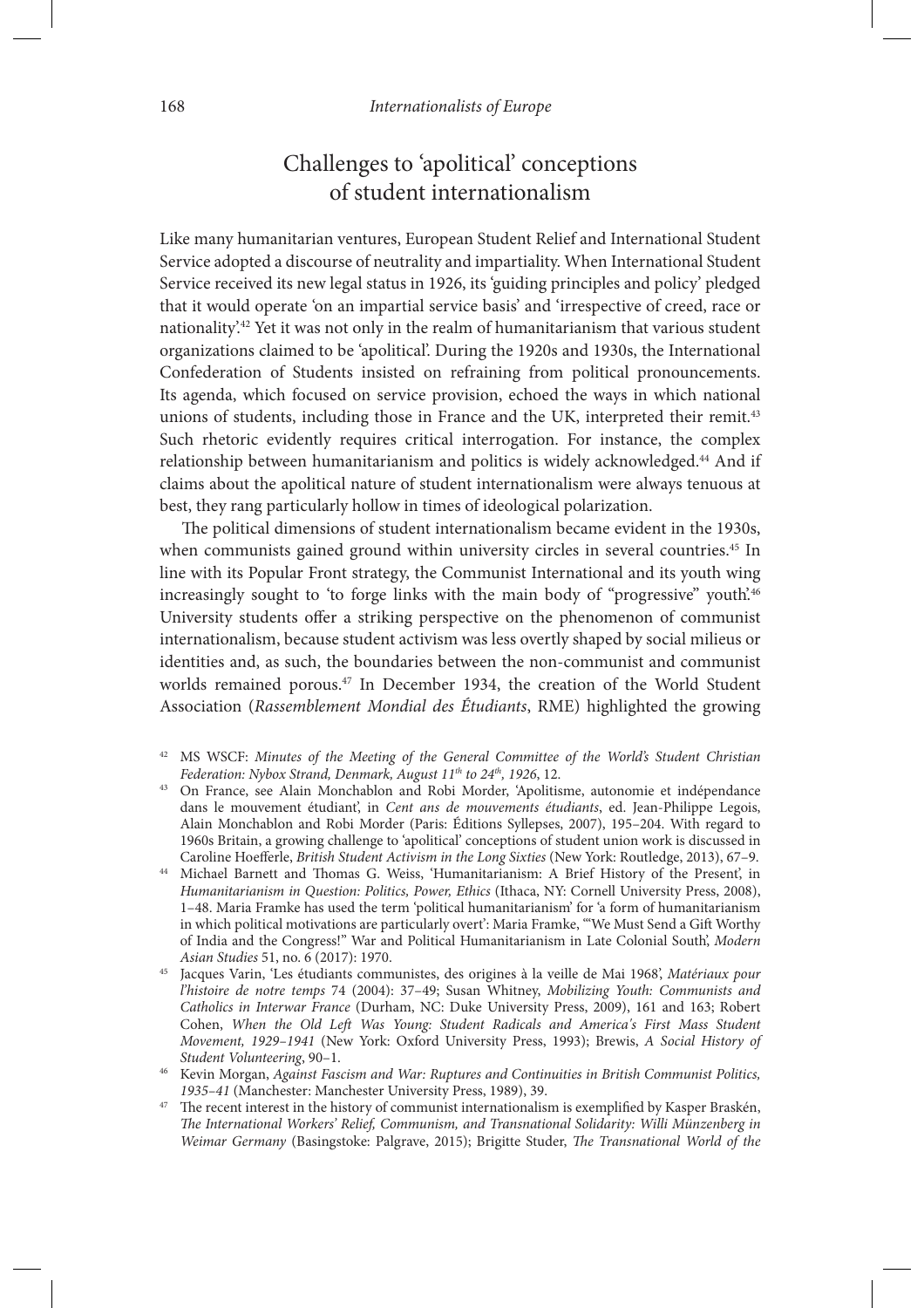## Challenges to 'apolitical' conceptions of student internationalism

Like many humanitarian ventures, European Student Relief and International Student Service adopted a discourse of neutrality and impartiality. When International Student Service received its new legal status in 1926, its 'guiding principles and policy' pledged that it would operate 'on an impartial service basis' and 'irrespective of creed, race or nationality'.[42] Yet it was not only in the realm of humanitarianism that various student organizations claimed to be 'apolitical'. During the 1920s and 1930s, the International Confederation of Students insisted on refraining from political pronouncements. Its agenda, which focused on service provision, echoed the ways in which national unions of students, including those in France and the UK, interpreted their remit.[43] Such rhetoric evidently requires critical interrogation. For instance, the complex relationship between humanitarianism and politics is widely acknowledged.[44] And if claims about the apolitical nature of student internationalism were always tenuous at best, they rang particularly hollow in times of ideological polarization.

The political dimensions of student internationalism became evident in the 1930s, when communists gained ground within university circles in several countries.[45] In line with its Popular Front strategy, the Communist International and its youth wing increasingly sought to 'to forge links with the main body of "progressive" youth'.[46] University students offer a striking perspective on the phenomenon of communist internationalism, because student activism was less overtly shaped by social milieus or identities and, as such, the boundaries between the non-communist and communist worlds remained porous.[47] In December 1934, the creation of the World Student Association (*Rassemblement Mondial des Étudiants*, RME) highlighted the growing

---

[42] MS WSCF: *Minutes of the Meeting of the General Committee of the World's Student Christian Federation: Nybox Strand, Denmark, August 11th to 24th, 1926*, 12.

[43] On France, see Alain Monchablon and Robi Morder, 'Apolitisme, autonomie et indépendance dans le mouvement étudiant', in *Cent ans de mouvements étudiants*, ed. Jean-Philippe Legois, Alain Monchablon and Robi Morder (Paris: Éditions Syllepses, 2007), 195–204. With regard to 1960s Britain, a growing challenge to 'apolitical' conceptions of student union work is discussed in Caroline Hoefferle, *British Student Activism in the Long Sixties* (New York: Routledge, 2013), 67–9.

[44] Michael Barnett and Thomas G. Weiss, 'Humanitarianism: A Brief History of the Present', in *Humanitarianism in Question: Politics, Power, Ethics* (Ithaca, NY: Cornell University Press, 2008), 1–48. Maria Framke has used the term 'political humanitarianism' for 'a form of humanitarianism in which political motivations are particularly overt': Maria Framke, '"We Must Send a Gift Worthy of India and the Congress!" War and Political Humanitarianism in Late Colonial South', *Modern Asian Studies* 51, no. 6 (2017): 1970.

[45] Jacques Varin, 'Les étudiants communistes, des origines à la veille de Mai 1968', *Matériaux pour l'histoire de notre temps* 74 (2004): 37–49; Susan Whitney, *Mobilizing Youth: Communists and Catholics in Interwar France* (Durham, NC: Duke University Press, 2009), 161 and 163; Robert Cohen, *When the Old Left Was Young: Student Radicals and America's First Mass Student Movement, 1929–1941* (New York: Oxford University Press, 1993); Brewis, *A Social History of Student Volunteering*, 90–1.

[46] Kevin Morgan, *Against Fascism and War: Ruptures and Continuities in British Communist Politics, 1935–41* (Manchester: Manchester University Press, 1989), 39.

[47] The recent interest in the history of communist internationalism is exemplified by Kasper Braskén, *The International Workers' Relief, Communism, and Transnational Solidarity: Willi Münzenberg in Weimar Germany* (Basingstoke: Palgrave, 2015); Brigitte Studer, *The Transnational World of the*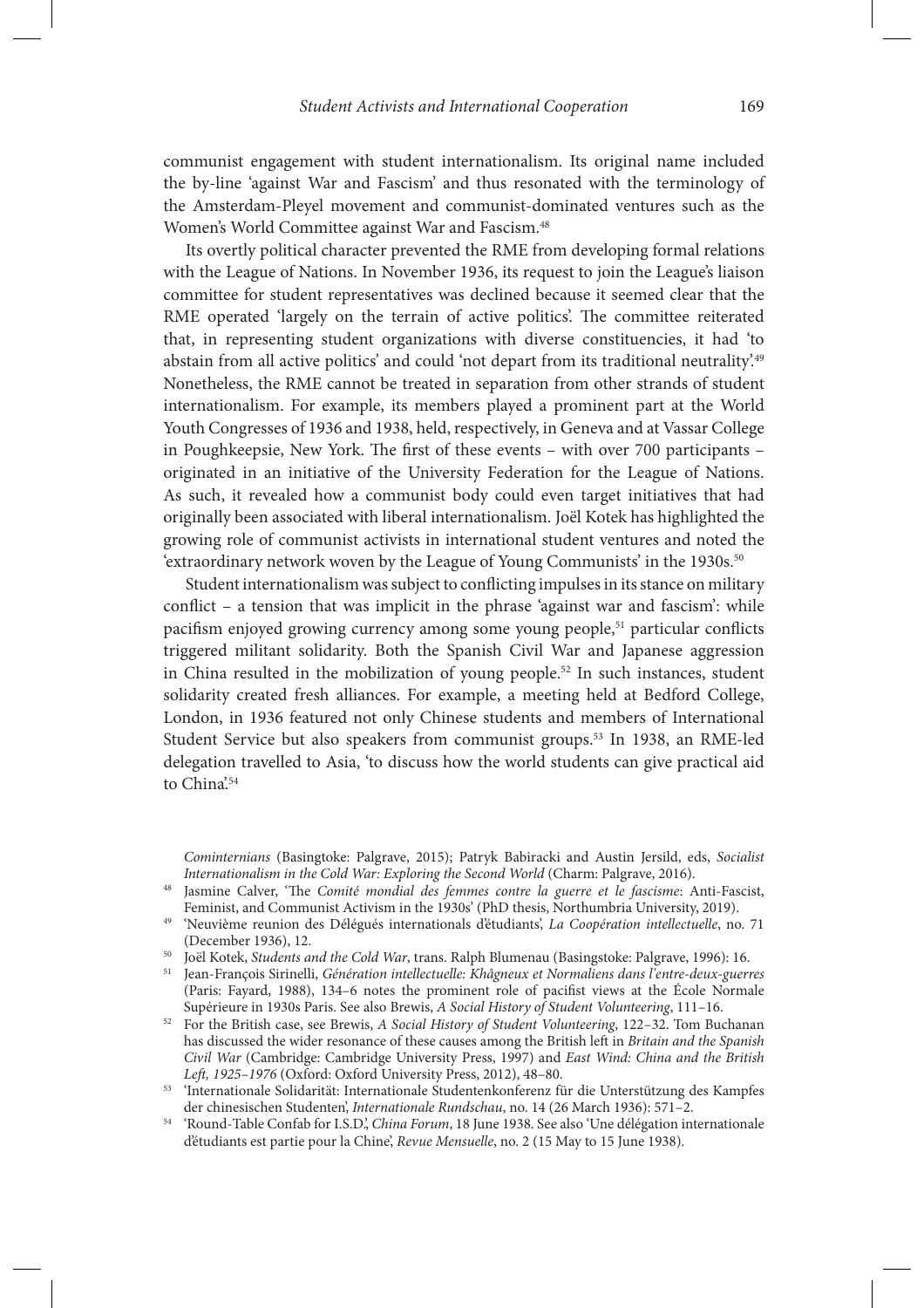communist engagement with student internationalism. Its original name included the by-line 'against War and Fascism' and thus resonated with the terminology of the Amsterdam-Pleyel movement and communist-dominated ventures such as the Women's World Committee against War and Fascism.[48]

Its overtly political character prevented the RME from developing formal relations with the League of Nations. In November 1936, its request to join the League's liaison committee for student representatives was declined because it seemed clear that the RME operated 'largely on the terrain of active politics'. The committee reiterated that, in representing student organizations with diverse constituencies, it had 'to abstain from all active politics' and could 'not depart from its traditional neutrality'.[49] Nonetheless, the RME cannot be treated in separation from other strands of student internationalism. For example, its members played a prominent part at the World Youth Congresses of 1936 and 1938, held, respectively, in Geneva and at Vassar College in Poughkeepsie, New York. The first of these events – with over 700 participants – originated in an initiative of the University Federation for the League of Nations. As such, it revealed how a communist body could even target initiatives that had originally been associated with liberal internationalism. Joël Kotek has highlighted the growing role of communist activists in international student ventures and noted the 'extraordinary network woven by the League of Young Communists' in the 1930s.[50]

Student internationalism was subject to conflicting impulses in its stance on military conflict – a tension that was implicit in the phrase 'against war and fascism': while pacifism enjoyed growing currency among some young people,[51] particular conflicts triggered militant solidarity. Both the Spanish Civil War and Japanese aggression in China resulted in the mobilization of young people.[52] In such instances, student solidarity created fresh alliances. For example, a meeting held at Bedford College, London, in 1936 featured not only Chinese students and members of International Student Service but also speakers from communist groups.[53] In 1938, an RME-led delegation travelled to Asia, 'to discuss how the world students can give practical aid to China'.[54]

*Cominternians* (Basingtoke: Palgrave, 2015); Patryk Babiracki and Austin Jersild, eds, *Socialist Internationalism in the Cold War: Exploring the Second World* (Charm: Palgrave, 2016).

[48] Jasmine Calver, 'The *Comité mondial des femmes contre la guerre et le fascisme*: Anti-Fascist, Feminist, and Communist Activism in the 1930s' (PhD thesis, Northumbria University, 2019).

[49] 'Neuvième reunion des Délégués internationals d'étudiants', *La Coopération intellectuelle*, no. 71 (December 1936), 12.

[50] Joël Kotek, *Students and the Cold War*, trans. Ralph Blumenau (Basingstoke: Palgrave, 1996): 16.

[51] Jean-François Sirinelli, *Génération intellectuelle: Khâgneux et Normaliens dans l'entre-deux-guerres* (Paris: Fayard, 1988), 134–6 notes the prominent role of pacifist views at the École Normale Supérieure in 1930s Paris. See also Brewis, *A Social History of Student Volunteering*, 111–16.

[52] For the British case, see Brewis, *A Social History of Student Volunteering*, 122–32. Tom Buchanan has discussed the wider resonance of these causes among the British left in *Britain and the Spanish Civil War* (Cambridge: Cambridge University Press, 1997) and *East Wind: China and the British Left, 1925–1976* (Oxford: Oxford University Press, 2012), 48–80.

[53] 'Internationale Solidarität: Internationale Studentenkonferenz für die Unterstützung des Kampfes der chinesischen Studenten', *Internationale Rundschau*, no. 14 (26 March 1936): 571–2.

[54] 'Round-Table Confab for I.S.D.', *China Forum*, 18 June 1938. See also 'Une délégation internationale d'étudiants est partie pour la Chine', *Revue Mensuelle*, no. 2 (15 May to 15 June 1938).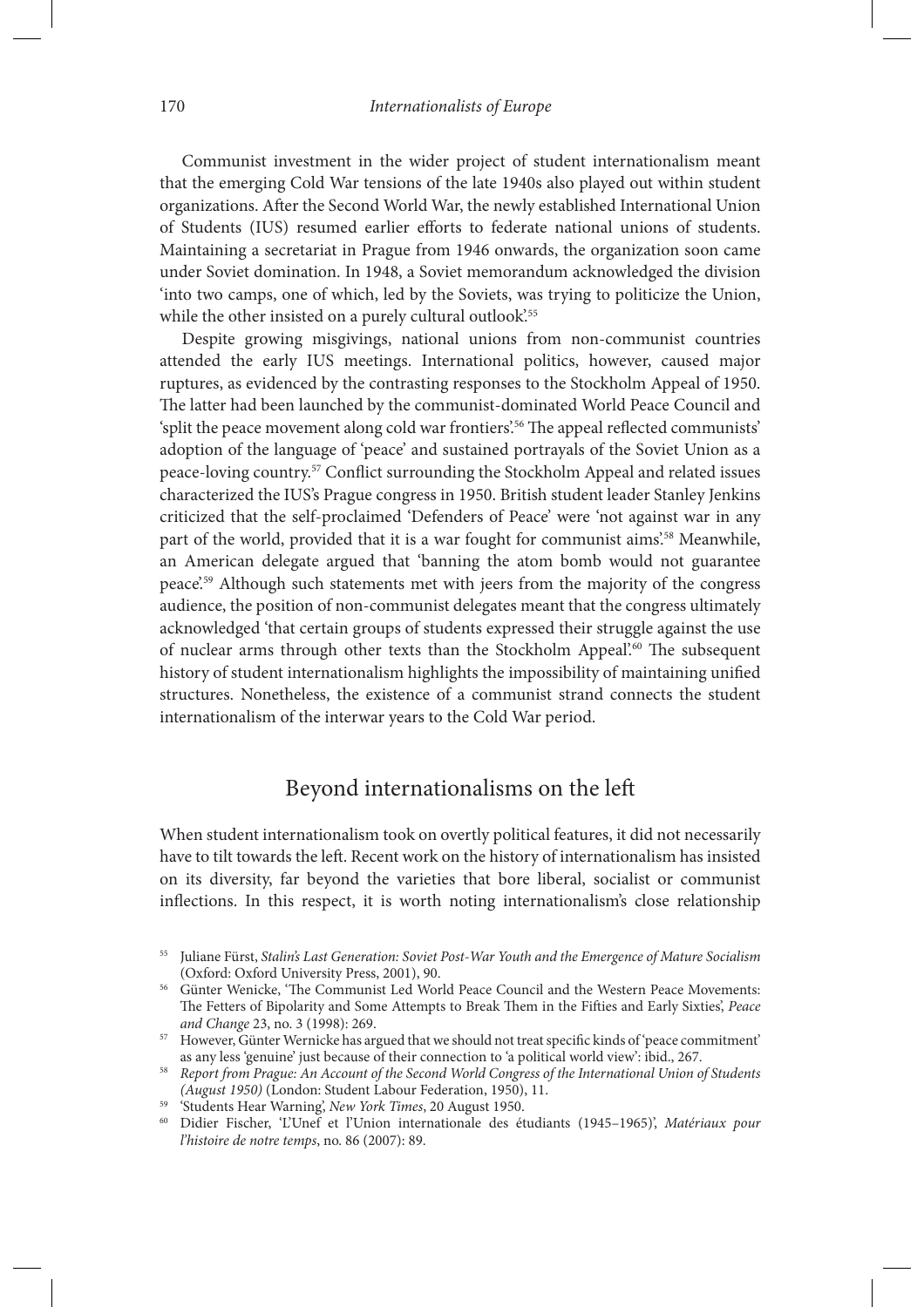Communist investment in the wider project of student internationalism meant that the emerging Cold War tensions of the late 1940s also played out within student organizations. After the Second World War, the newly established International Union of Students (IUS) resumed earlier efforts to federate national unions of students. Maintaining a secretariat in Prague from 1946 onwards, the organization soon came under Soviet domination. In 1948, a Soviet memorandum acknowledged the division 'into two camps, one of which, led by the Soviets, was trying to politicize the Union, while the other insisted on a purely cultural outlook'.[55]

Despite growing misgivings, national unions from non-communist countries attended the early IUS meetings. International politics, however, caused major ruptures, as evidenced by the contrasting responses to the Stockholm Appeal of 1950. The latter had been launched by the communist-dominated World Peace Council and 'split the peace movement along cold war frontiers'.[56] The appeal reflected communists' adoption of the language of 'peace' and sustained portrayals of the Soviet Union as a peace-loving country.[57] Conflict surrounding the Stockholm Appeal and related issues characterized the IUS's Prague congress in 1950. British student leader Stanley Jenkins criticized that the self-proclaimed 'Defenders of Peace' were 'not against war in any part of the world, provided that it is a war fought for communist aims'.[58] Meanwhile, an American delegate argued that 'banning the atom bomb would not guarantee peace'.[59] Although such statements met with jeers from the majority of the congress audience, the position of non-communist delegates meant that the congress ultimately acknowledged 'that certain groups of students expressed their struggle against the use of nuclear arms through other texts than the Stockholm Appeal'.[60] The subsequent history of student internationalism highlights the impossibility of maintaining unified structures. Nonetheless, the existence of a communist strand connects the student internationalism of the interwar years to the Cold War period.

## Beyond internationalisms on the left

When student internationalism took on overtly political features, it did not necessarily have to tilt towards the left. Recent work on the history of internationalism has insisted on its diversity, far beyond the varieties that bore liberal, socialist or communist inflections. In this respect, it is worth noting internationalism's close relationship

---

[55] Juliane Fürst, *Stalin's Last Generation: Soviet Post-War Youth and the Emergence of Mature Socialism* (Oxford: Oxford University Press, 2001), 90.

[56] Günter Wenicke, 'The Communist Led World Peace Council and the Western Peace Movements: The Fetters of Bipolarity and Some Attempts to Break Them in the Fifties and Early Sixties', *Peace and Change* 23, no. 3 (1998): 269.

[57] However, Günter Wernicke has argued that we should not treat specific kinds of 'peace commitment' as any less 'genuine' just because of their connection to 'a political world view': ibid., 267.

[58] *Report from Prague: An Account of the Second World Congress of the International Union of Students (August 1950)* (London: Student Labour Federation, 1950), 11.

[59] 'Students Hear Warning', *New York Times*, 20 August 1950.

[60] Didier Fischer, 'L'Unef et l'Union internationale des étudiants (1945–1965)', *Matériaux pour l'histoire de notre temps*, no. 86 (2007): 89.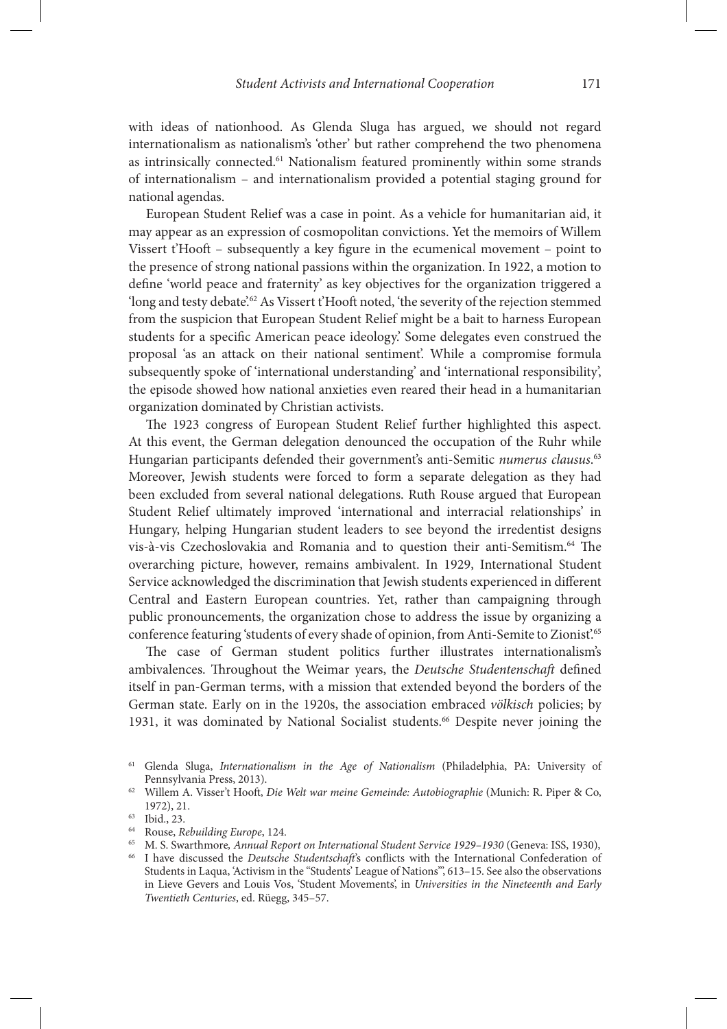with ideas of nationhood. As Glenda Sluga has argued, we should not regard internationalism as nationalism's 'other' but rather comprehend the two phenomena as intrinsically connected.[61] Nationalism featured prominently within some strands of internationalism – and internationalism provided a potential staging ground for national agendas.

European Student Relief was a case in point. As a vehicle for humanitarian aid, it may appear as an expression of cosmopolitan convictions. Yet the memoirs of Willem Vissert t'Hooft – subsequently a key figure in the ecumenical movement – point to the presence of strong national passions within the organization. In 1922, a motion to define 'world peace and fraternity' as key objectives for the organization triggered a 'long and testy debate'.[62] As Vissert t'Hooft noted, 'the severity of the rejection stemmed from the suspicion that European Student Relief might be a bait to harness European students for a specific American peace ideology.' Some delegates even construed the proposal 'as an attack on their national sentiment'. While a compromise formula subsequently spoke of 'international understanding' and 'international responsibility', the episode showed how national anxieties even reared their head in a humanitarian organization dominated by Christian activists.

The 1923 congress of European Student Relief further highlighted this aspect. At this event, the German delegation denounced the occupation of the Ruhr while Hungarian participants defended their government's anti-Semitic *numerus clausus*.[63] Moreover, Jewish students were forced to form a separate delegation as they had been excluded from several national delegations. Ruth Rouse argued that European Student Relief ultimately improved 'international and interracial relationships' in Hungary, helping Hungarian student leaders to see beyond the irredentist designs vis-à-vis Czechoslovakia and Romania and to question their anti-Semitism.[64] The overarching picture, however, remains ambivalent. In 1929, International Student Service acknowledged the discrimination that Jewish students experienced in different Central and Eastern European countries. Yet, rather than campaigning through public pronouncements, the organization chose to address the issue by organizing a conference featuring 'students of every shade of opinion, from Anti-Semite to Zionist'.[65]

The case of German student politics further illustrates internationalism's ambivalences. Throughout the Weimar years, the *Deutsche Studentenschaft* defined itself in pan-German terms, with a mission that extended beyond the borders of the German state. Early on in the 1920s, the association embraced *völkisch* policies; by 1931, it was dominated by National Socialist students.[66] Despite never joining the

[61] Glenda Sluga, *Internationalism in the Age of Nationalism* (Philadelphia, PA: University of Pennsylvania Press, 2013).

[62] Willem A. Visser't Hooft, *Die Welt war meine Gemeinde: Autobiographie* (Munich: R. Piper & Co, 1972), 21.

[63] Ibid., 23.

[64] Rouse, *Rebuilding Europe*, 124.

[65] M. S. Swarthmore, *Annual Report on International Student Service 1929–1930* (Geneva: ISS, 1930),

[66] I have discussed the *Deutsche Studentschaft*'s conflicts with the International Confederation of Students in Laqua, 'Activism in the "Students' League of Nations"', 613–15. See also the observations in Lieve Gevers and Louis Vos, 'Student Movements', in *Universities in the Nineteenth and Early Twentieth Centuries*, ed. Rüegg, 345–57.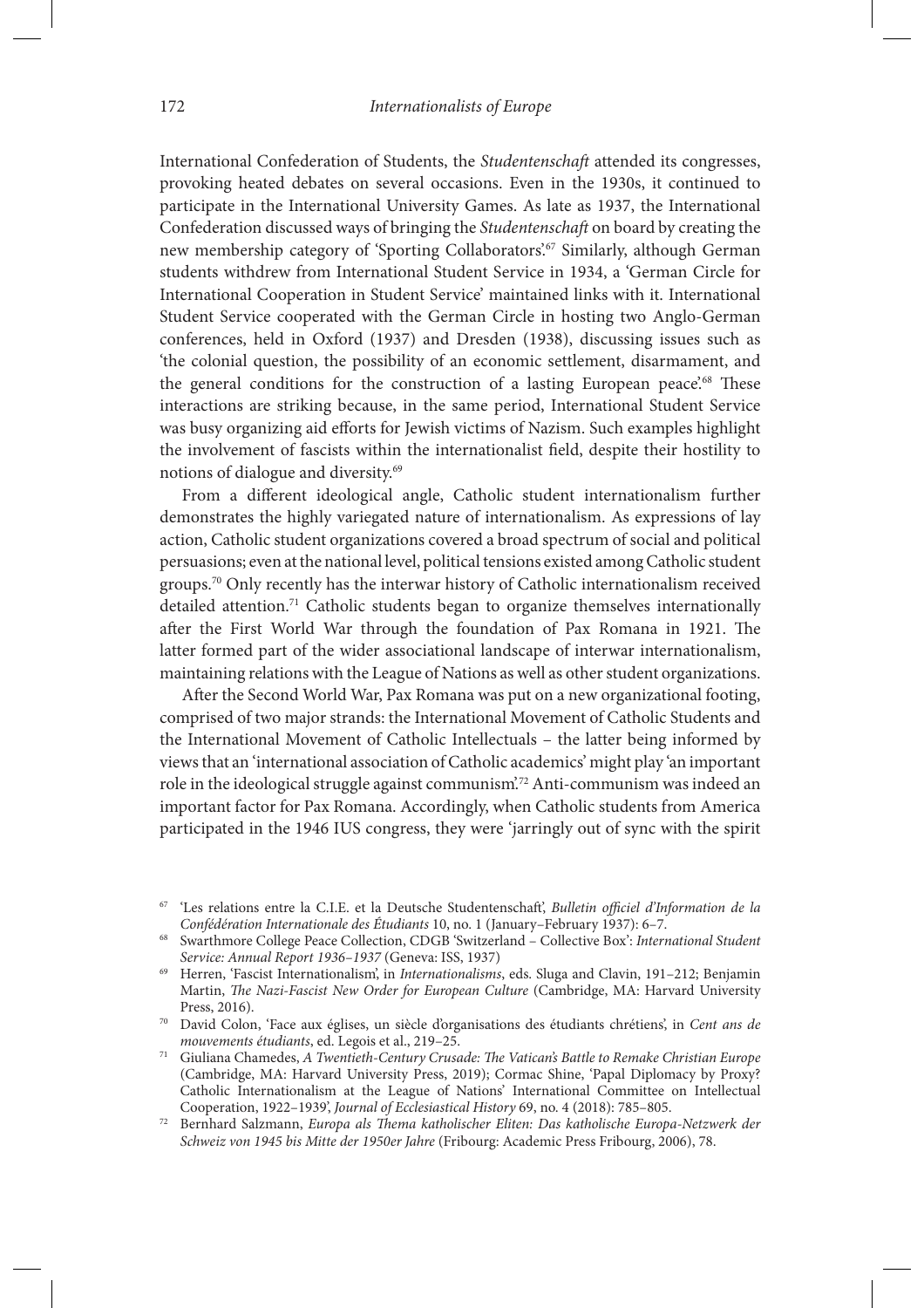International Confederation of Students, the *Studentenschaft* attended its congresses, provoking heated debates on several occasions. Even in the 1930s, it continued to participate in the International University Games. As late as 1937, the International Confederation discussed ways of bringing the *Studentenschaft* on board by creating the new membership category of 'Sporting Collaborators'.[67] Similarly, although German students withdrew from International Student Service in 1934, a 'German Circle for International Cooperation in Student Service' maintained links with it. International Student Service cooperated with the German Circle in hosting two Anglo-German conferences, held in Oxford (1937) and Dresden (1938), discussing issues such as 'the colonial question, the possibility of an economic settlement, disarmament, and the general conditions for the construction of a lasting European peace'.[68] These interactions are striking because, in the same period, International Student Service was busy organizing aid efforts for Jewish victims of Nazism. Such examples highlight the involvement of fascists within the internationalist field, despite their hostility to notions of dialogue and diversity.[69]

From a different ideological angle, Catholic student internationalism further demonstrates the highly variegated nature of internationalism. As expressions of lay action, Catholic student organizations covered a broad spectrum of social and political persuasions; even at the national level, political tensions existed among Catholic student groups.[70] Only recently has the interwar history of Catholic internationalism received detailed attention.[71] Catholic students began to organize themselves internationally after the First World War through the foundation of Pax Romana in 1921. The latter formed part of the wider associational landscape of interwar internationalism, maintaining relations with the League of Nations as well as other student organizations.

After the Second World War, Pax Romana was put on a new organizational footing, comprised of two major strands: the International Movement of Catholic Students and the International Movement of Catholic Intellectuals – the latter being informed by views that an 'international association of Catholic academics' might play 'an important role in the ideological struggle against communism'.[72] Anti-communism was indeed an important factor for Pax Romana. Accordingly, when Catholic students from America participated in the 1946 IUS congress, they were 'jarringly out of sync with the spirit

---

[67] 'Les relations entre la C.I.E. et la Deutsche Studentenschaft', *Bulletin officiel d'Information de la Confédération Internationale des Étudiants* 10, no. 1 (January–February 1937): 6–7.

[68] Swarthmore College Peace Collection, CDGB 'Switzerland – Collective Box': *International Student Service: Annual Report 1936–1937* (Geneva: ISS, 1937)

[69] Herren, 'Fascist Internationalism', in *Internationalisms*, eds. Sluga and Clavin, 191–212; Benjamin Martin, *The Nazi-Fascist New Order for European Culture* (Cambridge, MA: Harvard University Press, 2016).

[70] David Colon, 'Face aux églises, un siècle d'organisations des étudiants chrétiens', in *Cent ans de mouvements étudiants*, ed. Legois et al., 219–25.

[71] Giuliana Chamedes, *A Twentieth-Century Crusade: The Vatican's Battle to Remake Christian Europe* (Cambridge, MA: Harvard University Press, 2019); Cormac Shine, 'Papal Diplomacy by Proxy? Catholic Internationalism at the League of Nations' International Committee on Intellectual Cooperation, 1922–1939', *Journal of Ecclesiastical History* 69, no. 4 (2018): 785–805.

[72] Bernhard Salzmann, *Europa als Thema katholischer Eliten: Das katholische Europa-Netzwerk der Schweiz von 1945 bis Mitte der 1950er Jahre* (Fribourg: Academic Press Fribourg, 2006), 78.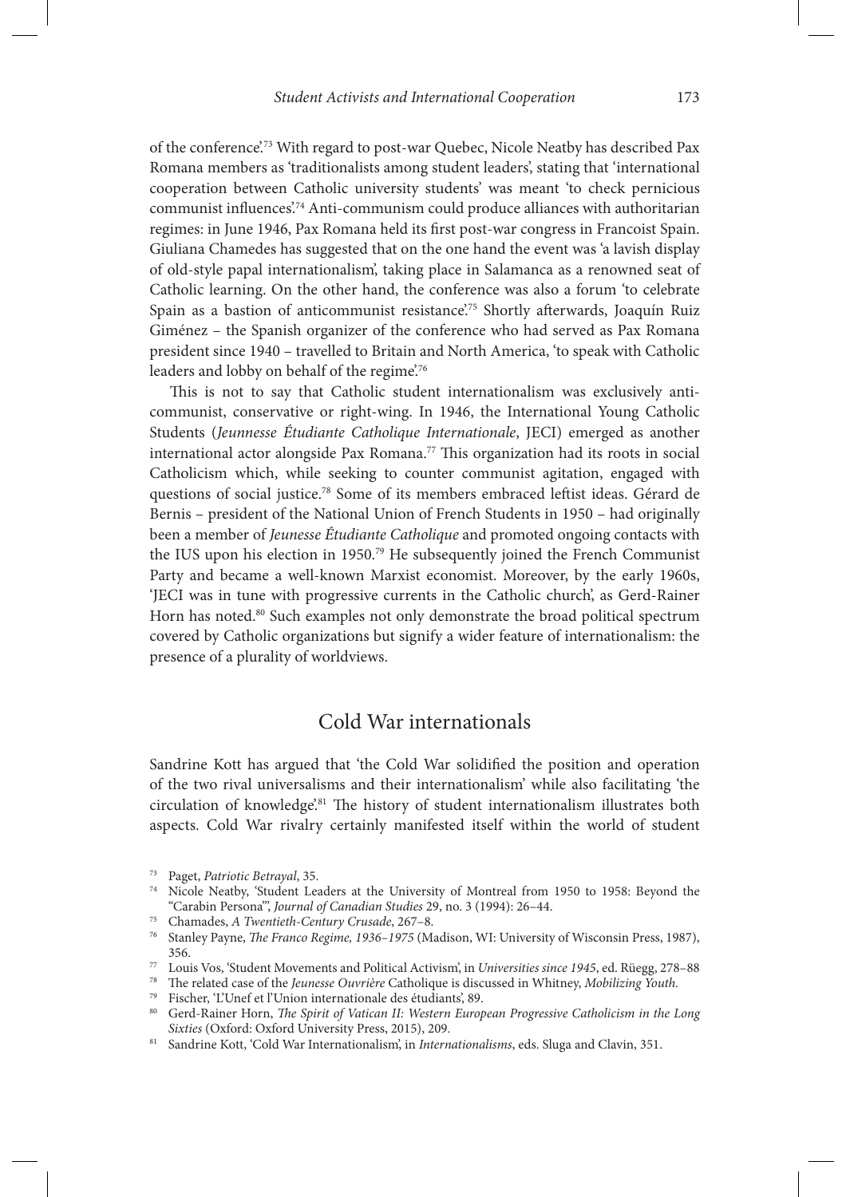of the conference'.[73] With regard to post-war Quebec, Nicole Neatby has described Pax Romana members as 'traditionalists among student leaders', stating that 'international cooperation between Catholic university students' was meant 'to check pernicious communist influences'.[74] Anti-communism could produce alliances with authoritarian regimes: in June 1946, Pax Romana held its first post-war congress in Francoist Spain. Giuliana Chamedes has suggested that on the one hand the event was 'a lavish display of old-style papal internationalism', taking place in Salamanca as a renowned seat of Catholic learning. On the other hand, the conference was also a forum 'to celebrate Spain as a bastion of anticommunist resistance'.[75] Shortly afterwards, Joaquín Ruiz Giménez – the Spanish organizer of the conference who had served as Pax Romana president since 1940 – travelled to Britain and North America, 'to speak with Catholic leaders and lobby on behalf of the regime'.[76]

This is not to say that Catholic student internationalism was exclusively anti-communist, conservative or right-wing. In 1946, the International Young Catholic Students (*Jeunnesse Étudiante Catholique Internationale*, JECI) emerged as another international actor alongside Pax Romana.[77] This organization had its roots in social Catholicism which, while seeking to counter communist agitation, engaged with questions of social justice.[78] Some of its members embraced leftist ideas. Gérard de Bernis – president of the National Union of French Students in 1950 – had originally been a member of *Jeunesse Étudiante Catholique* and promoted ongoing contacts with the IUS upon his election in 1950.[79] He subsequently joined the French Communist Party and became a well-known Marxist economist. Moreover, by the early 1960s, 'JECI was in tune with progressive currents in the Catholic church', as Gerd-Rainer Horn has noted.[80] Such examples not only demonstrate the broad political spectrum covered by Catholic organizations but signify a wider feature of internationalism: the presence of a plurality of worldviews.

## Cold War internationals

Sandrine Kott has argued that 'the Cold War solidified the position and operation of the two rival universalisms and their internationalism' while also facilitating 'the circulation of knowledge'.[81] The history of student internationalism illustrates both aspects. Cold War rivalry certainly manifested itself within the world of student

---

[73] Paget, *Patriotic Betrayal*, 35.

[74] Nicole Neatby, 'Student Leaders at the University of Montreal from 1950 to 1958: Beyond the "Carabin Persona"', *Journal of Canadian Studies* 29, no. 3 (1994): 26–44.

[75] Chamades, *A Twentieth-Century Crusade*, 267–8.

[76] Stanley Payne, *The Franco Regime, 1936–1975* (Madison, WI: University of Wisconsin Press, 1987), 356.

[77] Louis Vos, 'Student Movements and Political Activism', in *Universities since 1945*, ed. Rüegg, 278–88

[78] The related case of the *Jeunesse Ouvrière* Catholique is discussed in Whitney, *Mobilizing Youth.*

[79] Fischer, 'L'Unef et l'Union internationale des étudiants', 89.

[80] Gerd-Rainer Horn, *The Spirit of Vatican II: Western European Progressive Catholicism in the Long Sixties* (Oxford: Oxford University Press, 2015), 209.

[81] Sandrine Kott, 'Cold War Internationalism', in *Internationalisms*, eds. Sluga and Clavin, 351.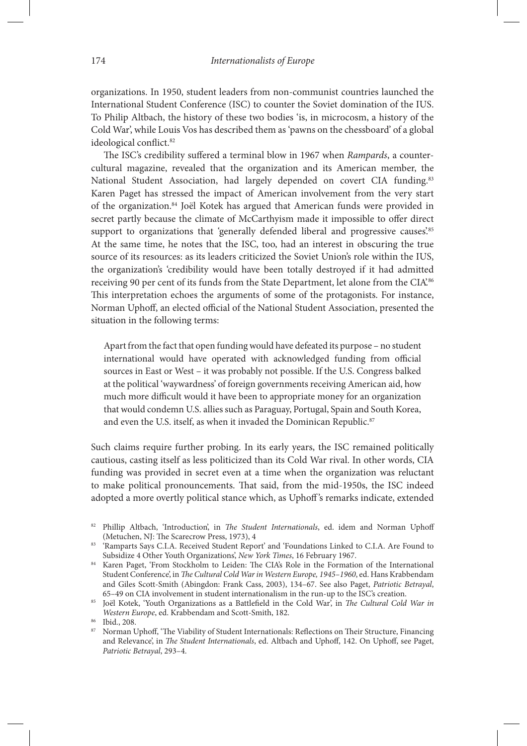organizations. In 1950, student leaders from non-communist countries launched the International Student Conference (ISC) to counter the Soviet domination of the IUS. To Philip Altbach, the history of these two bodies 'is, in microcosm, a history of the Cold War', while Louis Vos has described them as 'pawns on the chessboard' of a global ideological conflict.[82]

The ISC's credibility suffered a terminal blow in 1967 when *Rampards*, a countercultural magazine, revealed that the organization and its American member, the National Student Association, had largely depended on covert CIA funding.[83] Karen Paget has stressed the impact of American involvement from the very start of the organization.[84] Joël Kotek has argued that American funds were provided in secret partly because the climate of McCarthyism made it impossible to offer direct support to organizations that 'generally defended liberal and progressive causes'.[85] At the same time, he notes that the ISC, too, had an interest in obscuring the true source of its resources: as its leaders criticized the Soviet Union's role within the IUS, the organization's 'credibility would have been totally destroyed if it had admitted receiving 90 per cent of its funds from the State Department, let alone from the CIA'.[86] This interpretation echoes the arguments of some of the protagonists. For instance, Norman Uphoff, an elected official of the National Student Association, presented the situation in the following terms:

> Apart from the fact that open funding would have defeated its purpose – no student international would have operated with acknowledged funding from official sources in East or West – it was probably not possible. If the U.S. Congress balked at the political 'waywardness' of foreign governments receiving American aid, how much more difficult would it have been to appropriate money for an organization that would condemn U.S. allies such as Paraguay, Portugal, Spain and South Korea, and even the U.S. itself, as when it invaded the Dominican Republic.[87]

Such claims require further probing. In its early years, the ISC remained politically cautious, casting itself as less politicized than its Cold War rival. In other words, CIA funding was provided in secret even at a time when the organization was reluctant to make political pronouncements. That said, from the mid-1950s, the ISC indeed adopted a more overtly political stance which, as Uphoff's remarks indicate, extended

---

[82] Phillip Altbach, 'Introduction', in *The Student Internationals*, ed. idem and Norman Uphoff (Metuchen, NJ: The Scarecrow Press, 1973), 4

[83] 'Ramparts Says C.I.A. Received Student Report' and 'Foundations Linked to C.I.A. Are Found to Subsidize 4 Other Youth Organizations', *New York Times*, 16 February 1967.

[84] Karen Paget, 'From Stockholm to Leiden: The CIA's Role in the Formation of the International Student Conference', in *The Cultural Cold War in Western Europe, 1945–1960*, ed. Hans Krabbendam and Giles Scott-Smith (Abingdon: Frank Cass, 2003), 134–67. See also Paget, *Patriotic Betrayal*, 65–49 on CIA involvement in student internationalism in the run-up to the ISC's creation.

[85] Joël Kotek, 'Youth Organizations as a Battlefield in the Cold War', in *The Cultural Cold War in Western Europe*, ed. Krabbendam and Scott-Smith, 182.

[86] Ibid., 208.

[87] Norman Uphoff, 'The Viability of Student Internationals: Reflections on Their Structure, Financing and Relevance', in *The Student Internationals*, ed. Altbach and Uphoff, 142. On Uphoff, see Paget, *Patriotic Betrayal*, 293–4.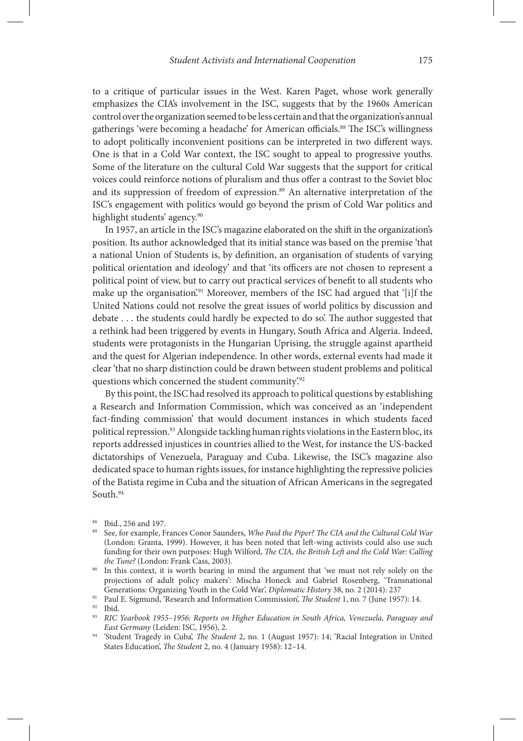to a critique of particular issues in the West. Karen Paget, whose work generally emphasizes the CIA's involvement in the ISC, suggests that by the 1960s American control over the organization seemed to be less certain and that the organization's annual gatherings 'were becoming a headache' for American officials.[88] The ISC's willingness to adopt politically inconvenient positions can be interpreted in two different ways. One is that in a Cold War context, the ISC sought to appeal to progressive youths. Some of the literature on the cultural Cold War suggests that the support for critical voices could reinforce notions of pluralism and thus offer a contrast to the Soviet bloc and its suppression of freedom of expression.[89] An alternative interpretation of the ISC's engagement with politics would go beyond the prism of Cold War politics and highlight students' agency.[90]

In 1957, an article in the ISC's magazine elaborated on the shift in the organization's position. Its author acknowledged that its initial stance was based on the premise 'that a national Union of Students is, by definition, an organisation of students of varying political orientation and ideology' and that 'its officers are not chosen to represent a political point of view, but to carry out practical services of benefit to all students who make up the organisation'.[91] Moreover, members of the ISC had argued that '[i]f the United Nations could not resolve the great issues of world politics by discussion and debate . . . the students could hardly be expected to do so'. The author suggested that a rethink had been triggered by events in Hungary, South Africa and Algeria. Indeed, students were protagonists in the Hungarian Uprising, the struggle against apartheid and the quest for Algerian independence. In other words, external events had made it clear 'that no sharp distinction could be drawn between student problems and political questions which concerned the student community'.[92]

By this point, the ISC had resolved its approach to political questions by establishing a Research and Information Commission, which was conceived as an 'independent fact-finding commission' that would document instances in which students faced political repression.[93] Alongside tackling human rights violations in the Eastern bloc, its reports addressed injustices in countries allied to the West, for instance the US-backed dictatorships of Venezuela, Paraguay and Cuba. Likewise, the ISC's magazine also dedicated space to human rights issues, for instance highlighting the repressive policies of the Batista regime in Cuba and the situation of African Americans in the segregated South.[94]

---

[88] Ibid., 256 and 197.

[89] See, for example, Frances Conor Saunders, *Who Paid the Piper? The CIA and the Cultural Cold War* (London: Granta, 1999). However, it has been noted that left-wing activists could also use such funding for their own purposes: Hugh Wilford, *The CIA, the British Left and the Cold War: Calling the Tune?* (London: Frank Cass, 2003).

[90] In this context, it is worth bearing in mind the argument that 'we must not rely solely on the projections of adult policy makers': Mischa Honeck and Gabriel Rosenberg, 'Transnational Generations: Organizing Youth in the Cold War', *Diplomatic History* 38, no. 2 (2014): 237

[91] Paul E. Sigmund, 'Research and Information Commission', *The Student* 1, no. 7 (June 1957): 14.

[92] Ibid.

[93] *RIC Yearbook 1955–1956: Reports on Higher Education in South Africa, Venezuela, Paraguay and East Germany* (Leiden: ISC, 1956), 2.

[94] 'Student Tragedy in Cuba', *The Student* 2, no. 1 (August 1957): 14; 'Racial Integration in United States Education', *The Student* 2, no. 4 (January 1958): 12–14.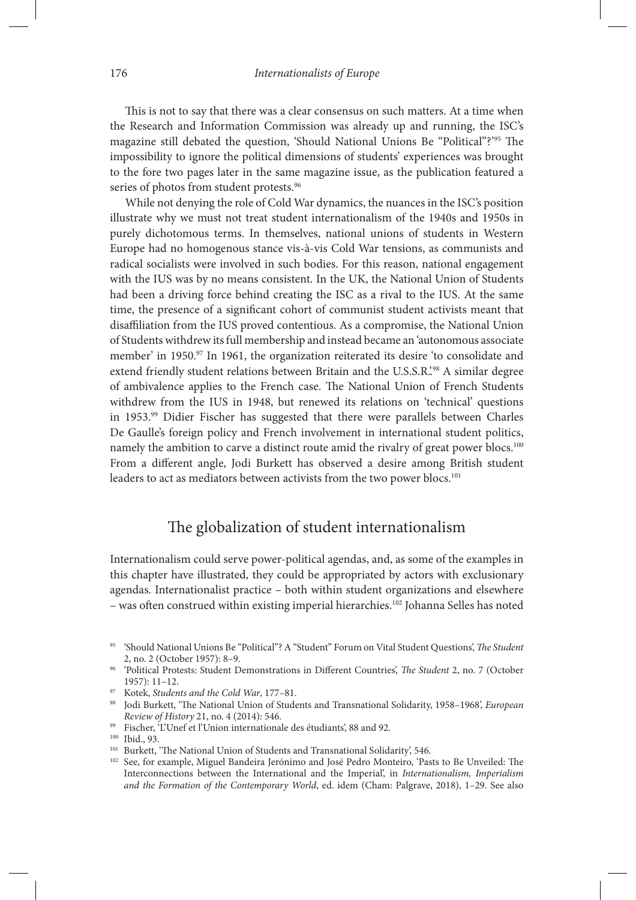This is not to say that there was a clear consensus on such matters. At a time when the Research and Information Commission was already up and running, the ISC's magazine still debated the question, 'Should National Unions Be "Political"?'[95] The impossibility to ignore the political dimensions of students' experiences was brought to the fore two pages later in the same magazine issue, as the publication featured a series of photos from student protests.[96]

While not denying the role of Cold War dynamics, the nuances in the ISC's position illustrate why we must not treat student internationalism of the 1940s and 1950s in purely dichotomous terms. In themselves, national unions of students in Western Europe had no homogenous stance vis-à-vis Cold War tensions, as communists and radical socialists were involved in such bodies. For this reason, national engagement with the IUS was by no means consistent. In the UK, the National Union of Students had been a driving force behind creating the ISC as a rival to the IUS. At the same time, the presence of a significant cohort of communist student activists meant that disaffiliation from the IUS proved contentious. As a compromise, the National Union of Students withdrew its full membership and instead became an 'autonomous associate member' in 1950.[97] In 1961, the organization reiterated its desire 'to consolidate and extend friendly student relations between Britain and the U.S.S.R.'.[98] A similar degree of ambivalence applies to the French case. The National Union of French Students withdrew from the IUS in 1948, but renewed its relations on 'technical' questions in 1953.[99] Didier Fischer has suggested that there were parallels between Charles De Gaulle's foreign policy and French involvement in international student politics, namely the ambition to carve a distinct route amid the rivalry of great power blocs.[100] From a different angle, Jodi Burkett has observed a desire among British student leaders to act as mediators between activists from the two power blocs.[101]

## The globalization of student internationalism

Internationalism could serve power-political agendas, and, as some of the examples in this chapter have illustrated, they could be appropriated by actors with exclusionary agendas. Internationalist practice – both within student organizations and elsewhere – was often construed within existing imperial hierarchies.[102] Johanna Selles has noted

---

[95] 'Should National Unions Be "Political"? A "Student" Forum on Vital Student Questions', *The Student* 2, no. 2 (October 1957): 8–9.

[96] 'Political Protests: Student Demonstrations in Different Countries', *The Student* 2, no. 7 (October 1957): 11–12.

[97] Kotek, *Students and the Cold War*, 177–81.

[98] Jodi Burkett, 'The National Union of Students and Transnational Solidarity, 1958–1968', *European Review of History* 21, no. 4 (2014): 546.

[99] Fischer, 'L'Unef et l'Union internationale des étudiants', 88 and 92.

[100] Ibid., 93.

[101] Burkett, 'The National Union of Students and Transnational Solidarity', 546.

[102] See, for example, Miguel Bandeira Jerónimo and José Pedro Monteiro, 'Pasts to Be Unveiled: The Interconnections between the International and the Imperial', in *Internationalism, Imperialism and the Formation of the Contemporary World*, ed. idem (Cham: Palgrave, 2018), 1–29. See also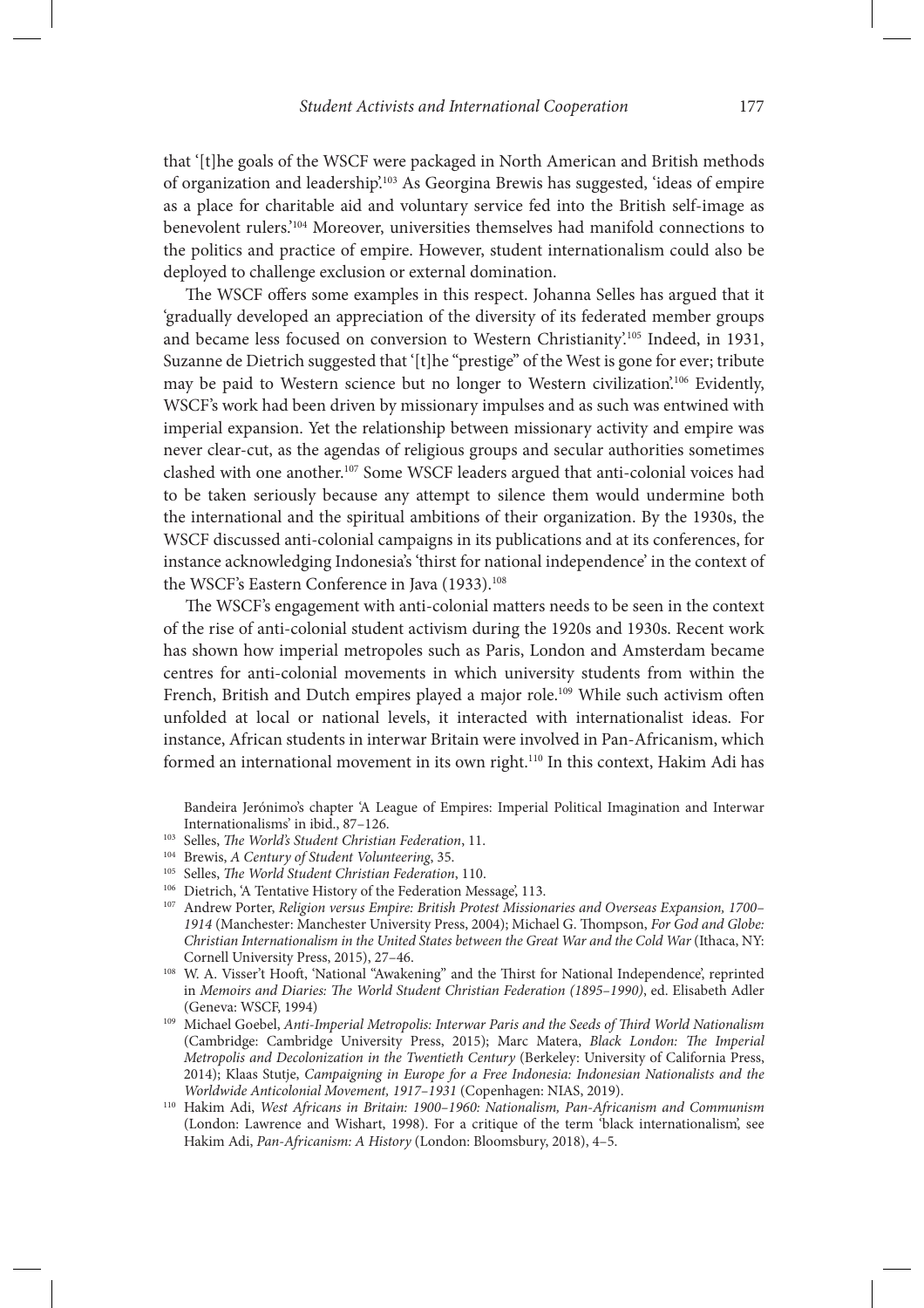that '[t]he goals of the WSCF were packaged in North American and British methods of organization and leadership'.[103] As Georgina Brewis has suggested, 'ideas of empire as a place for charitable aid and voluntary service fed into the British self-image as benevolent rulers.'[104] Moreover, universities themselves had manifold connections to the politics and practice of empire. However, student internationalism could also be deployed to challenge exclusion or external domination.

The WSCF offers some examples in this respect. Johanna Selles has argued that it 'gradually developed an appreciation of the diversity of its federated member groups and became less focused on conversion to Western Christianity'.[105] Indeed, in 1931, Suzanne de Dietrich suggested that '[t]he "prestige" of the West is gone for ever; tribute may be paid to Western science but no longer to Western civilization'.[106] Evidently, WSCF's work had been driven by missionary impulses and as such was entwined with imperial expansion. Yet the relationship between missionary activity and empire was never clear-cut, as the agendas of religious groups and secular authorities sometimes clashed with one another.[107] Some WSCF leaders argued that anti-colonial voices had to be taken seriously because any attempt to silence them would undermine both the international and the spiritual ambitions of their organization. By the 1930s, the WSCF discussed anti-colonial campaigns in its publications and at its conferences, for instance acknowledging Indonesia's 'thirst for national independence' in the context of the WSCF's Eastern Conference in Java (1933).[108]

The WSCF's engagement with anti-colonial matters needs to be seen in the context of the rise of anti-colonial student activism during the 1920s and 1930s. Recent work has shown how imperial metropoles such as Paris, London and Amsterdam became centres for anti-colonial movements in which university students from within the French, British and Dutch empires played a major role.[109] While such activism often unfolded at local or national levels, it interacted with internationalist ideas. For instance, African students in interwar Britain were involved in Pan-Africanism, which formed an international movement in its own right.[110] In this context, Hakim Adi has

Bandeira Jerónimo's chapter 'A League of Empires: Imperial Political Imagination and Interwar Internationalisms' in ibid., 87–126.

[103] Selles, *The World's Student Christian Federation*, 11.

[104] Brewis, *A Century of Student Volunteering*, 35.

[105] Selles, *The World Student Christian Federation*, 110.

[106] Dietrich, 'A Tentative History of the Federation Message', 113.

[107] Andrew Porter, *Religion versus Empire: British Protest Missionaries and Overseas Expansion, 1700–1914* (Manchester: Manchester University Press, 2004); Michael G. Thompson, *For God and Globe: Christian Internationalism in the United States between the Great War and the Cold War* (Ithaca, NY: Cornell University Press, 2015), 27–46.

[108] W. A. Visser't Hooft, 'National "Awakening" and the Thirst for National Independence', reprinted in *Memoirs and Diaries: The World Student Christian Federation (1895–1990)*, ed. Elisabeth Adler (Geneva: WSCF, 1994)

[109] Michael Goebel, *Anti-Imperial Metropolis: Interwar Paris and the Seeds of Third World Nationalism* (Cambridge: Cambridge University Press, 2015); Marc Matera, *Black London: The Imperial Metropolis and Decolonization in the Twentieth Century* (Berkeley: University of California Press, 2014); Klaas Stutje, *Campaigning in Europe for a Free Indonesia: Indonesian Nationalists and the Worldwide Anticolonial Movement, 1917–1931* (Copenhagen: NIAS, 2019).

[110] Hakim Adi, *West Africans in Britain: 1900–1960: Nationalism, Pan-Africanism and Communism* (London: Lawrence and Wishart, 1998). For a critique of the term 'black internationalism', see Hakim Adi, *Pan-Africanism: A History* (London: Bloomsbury, 2018), 4–5.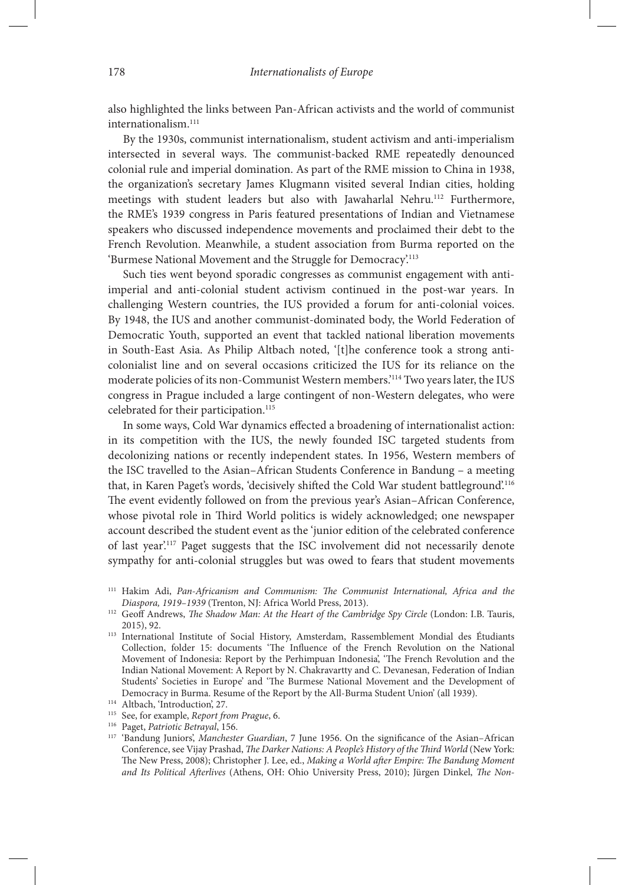also highlighted the links between Pan-African activists and the world of communist internationalism.[111]

By the 1930s, communist internationalism, student activism and anti-imperialism intersected in several ways. The communist-backed RME repeatedly denounced colonial rule and imperial domination. As part of the RME mission to China in 1938, the organization's secretary James Klugmann visited several Indian cities, holding meetings with student leaders but also with Jawaharlal Nehru.[112] Furthermore, the RME's 1939 congress in Paris featured presentations of Indian and Vietnamese speakers who discussed independence movements and proclaimed their debt to the French Revolution. Meanwhile, a student association from Burma reported on the 'Burmese National Movement and the Struggle for Democracy'.[113]

Such ties went beyond sporadic congresses as communist engagement with anti-imperial and anti-colonial student activism continued in the post-war years. In challenging Western countries, the IUS provided a forum for anti-colonial voices. By 1948, the IUS and another communist-dominated body, the World Federation of Democratic Youth, supported an event that tackled national liberation movements in South-East Asia. As Philip Altbach noted, '[t]he conference took a strong anti-colonialist line and on several occasions criticized the IUS for its reliance on the moderate policies of its non-Communist Western members.'[114] Two years later, the IUS congress in Prague included a large contingent of non-Western delegates, who were celebrated for their participation.[115]

In some ways, Cold War dynamics effected a broadening of internationalist action: in its competition with the IUS, the newly founded ISC targeted students from decolonizing nations or recently independent states. In 1956, Western members of the ISC travelled to the Asian–African Students Conference in Bandung – a meeting that, in Karen Paget's words, 'decisively shifted the Cold War student battleground'.[116] The event evidently followed on from the previous year's Asian–African Conference, whose pivotal role in Third World politics is widely acknowledged; one newspaper account described the student event as the 'junior edition of the celebrated conference of last year'.[117] Paget suggests that the ISC involvement did not necessarily denote sympathy for anti-colonial struggles but was owed to fears that student movements

[111] Hakim Adi, *Pan-Africanism and Communism: The Communist International, Africa and the Diaspora, 1919–1939* (Trenton, NJ: Africa World Press, 2013).

[112] Geoff Andrews, *The Shadow Man: At the Heart of the Cambridge Spy Circle* (London: I.B. Tauris, 2015), 92.

[113] International Institute of Social History, Amsterdam, Rassemblement Mondial des Étudiants Collection, folder 15: documents 'The Influence of the French Revolution on the National Movement of Indonesia: Report by the Perhimpuan Indonesia', 'The French Revolution and the Indian National Movement: A Report by N. Chakravartty and C. Devanesan, Federation of Indian Students' Societies in Europe' and 'The Burmese National Movement and the Development of Democracy in Burma. Resume of the Report by the All-Burma Student Union' (all 1939).

[114] Altbach, 'Introduction', 27.

[115] See, for example, *Report from Prague*, 6.

[116] Paget, *Patriotic Betrayal*, 156.

[117] 'Bandung Juniors', *Manchester Guardian*, 7 June 1956. On the significance of the Asian–African Conference, see Vijay Prashad, *The Darker Nations: A People's History of the Third World* (New York: The New Press, 2008); Christopher J. Lee, ed., *Making a World after Empire: The Bandung Moment and Its Political Afterlives* (Athens, OH: Ohio University Press, 2010); Jürgen Dinkel, *The Non-*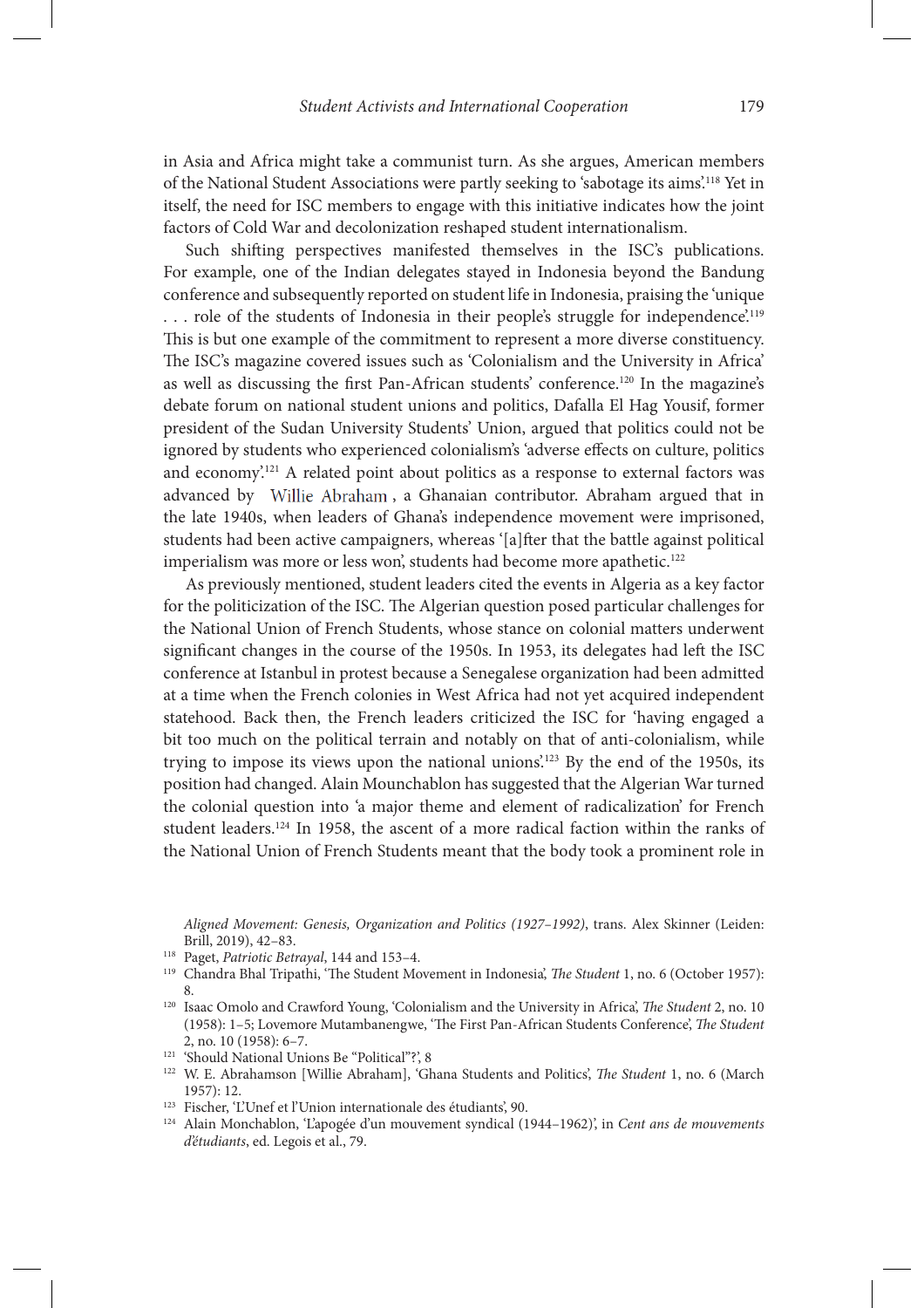in Asia and Africa might take a communist turn. As she argues, American members of the National Student Associations were partly seeking to 'sabotage its aims'.[118] Yet in itself, the need for ISC members to engage with this initiative indicates how the joint factors of Cold War and decolonization reshaped student internationalism.

Such shifting perspectives manifested themselves in the ISC's publications. For example, one of the Indian delegates stayed in Indonesia beyond the Bandung conference and subsequently reported on student life in Indonesia, praising the 'unique . . . role of the students of Indonesia in their people's struggle for independence'.[119] This is but one example of the commitment to represent a more diverse constituency. The ISC's magazine covered issues such as 'Colonialism and the University in Africa' as well as discussing the first Pan-African students' conference.[120] In the magazine's debate forum on national student unions and politics, Dafalla El Hag Yousif, former president of the Sudan University Students' Union, argued that politics could not be ignored by students who experienced colonialism's 'adverse effects on culture, politics and economy'.[121] A related point about politics as a response to external factors was advanced by Willie Abraham, a Ghanaian contributor. Abraham argued that in the late 1940s, when leaders of Ghana's independence movement were imprisoned, students had been active campaigners, whereas '[a]fter that the battle against political imperialism was more or less won', students had become more apathetic.[122]

As previously mentioned, student leaders cited the events in Algeria as a key factor for the politicization of the ISC. The Algerian question posed particular challenges for the National Union of French Students, whose stance on colonial matters underwent significant changes in the course of the 1950s. In 1953, its delegates had left the ISC conference at Istanbul in protest because a Senegalese organization had been admitted at a time when the French colonies in West Africa had not yet acquired independent statehood. Back then, the French leaders criticized the ISC for 'having engaged a bit too much on the political terrain and notably on that of anti-colonialism, while trying to impose its views upon the national unions'.[123] By the end of the 1950s, its position had changed. Alain Mounchablon has suggested that the Algerian War turned the colonial question into 'a major theme and element of radicalization' for French student leaders.[124] In 1958, the ascent of a more radical faction within the ranks of the National Union of French Students meant that the body took a prominent role in

*Aligned Movement: Genesis, Organization and Politics (1927–1992)*, trans. Alex Skinner (Leiden: Brill, 2019), 42–83.

[118] Paget, *Patriotic Betrayal*, 144 and 153–4.

[119] Chandra Bhal Tripathi, 'The Student Movement in Indonesia', *The Student* 1, no. 6 (October 1957): 8.

[120] Isaac Omolo and Crawford Young, 'Colonialism and the University in Africa', *The Student* 2, no. 10 (1958): 1–5; Lovemore Mutambanengwe, 'The First Pan-African Students Conference', *The Student* 2, no. 10 (1958): 6–7.

[121] 'Should National Unions Be "Political"?', 8

[122] W. E. Abrahamson [Willie Abraham], 'Ghana Students and Politics', *The Student* 1, no. 6 (March 1957): 12.

[123] Fischer, 'L'Unef et l'Union internationale des étudiants', 90.

[124] Alain Monchablon, 'L'apogée d'un mouvement syndical (1944–1962)', in *Cent ans de mouvements d'étudiants*, ed. Legois et al., 79.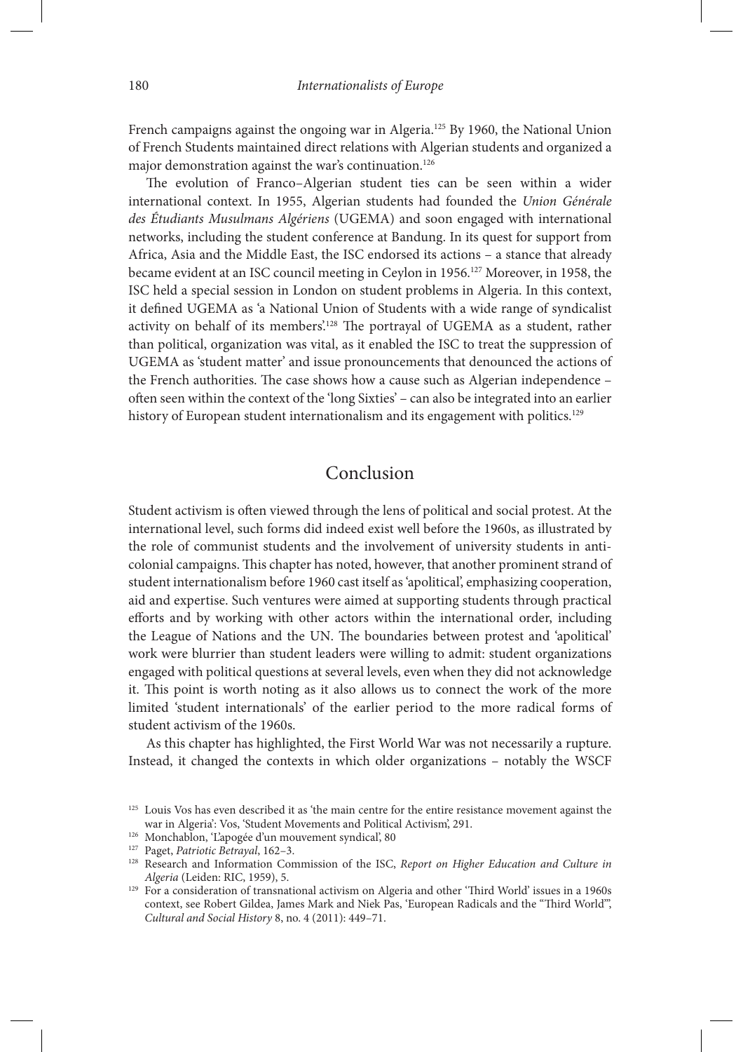French campaigns against the ongoing war in Algeria.[125] By 1960, the National Union of French Students maintained direct relations with Algerian students and organized a major demonstration against the war's continuation.[126]

The evolution of Franco–Algerian student ties can be seen within a wider international context. In 1955, Algerian students had founded the *Union Générale des Étudiants Musulmans Algériens* (UGEMA) and soon engaged with international networks, including the student conference at Bandung. In its quest for support from Africa, Asia and the Middle East, the ISC endorsed its actions – a stance that already became evident at an ISC council meeting in Ceylon in 1956.[127] Moreover, in 1958, the ISC held a special session in London on student problems in Algeria. In this context, it defined UGEMA as 'a National Union of Students with a wide range of syndicalist activity on behalf of its members'.[128] The portrayal of UGEMA as a student, rather than political, organization was vital, as it enabled the ISC to treat the suppression of UGEMA as 'student matter' and issue pronouncements that denounced the actions of the French authorities. The case shows how a cause such as Algerian independence – often seen within the context of the 'long Sixties' – can also be integrated into an earlier history of European student internationalism and its engagement with politics.[129]

## Conclusion

Student activism is often viewed through the lens of political and social protest. At the international level, such forms did indeed exist well before the 1960s, as illustrated by the role of communist students and the involvement of university students in anti-colonial campaigns. This chapter has noted, however, that another prominent strand of student internationalism before 1960 cast itself as 'apolitical', emphasizing cooperation, aid and expertise. Such ventures were aimed at supporting students through practical efforts and by working with other actors within the international order, including the League of Nations and the UN. The boundaries between protest and 'apolitical' work were blurrier than student leaders were willing to admit: student organizations engaged with political questions at several levels, even when they did not acknowledge it. This point is worth noting as it also allows us to connect the work of the more limited 'student internationals' of the earlier period to the more radical forms of student activism of the 1960s.

As this chapter has highlighted, the First World War was not necessarily a rupture. Instead, it changed the contexts in which older organizations – notably the WSCF

---

[125] Louis Vos has even described it as 'the main centre for the entire resistance movement against the war in Algeria': Vos, 'Student Movements and Political Activism', 291.

[126] Monchablon, 'L'apogée d'un mouvement syndical', 80

[127] Paget, *Patriotic Betrayal*, 162–3.

[128] Research and Information Commission of the ISC, *Report on Higher Education and Culture in Algeria* (Leiden: RIC, 1959), 5.

[129] For a consideration of transnational activism on Algeria and other 'Third World' issues in a 1960s context, see Robert Gildea, James Mark and Niek Pas, 'European Radicals and the "Third World"', *Cultural and Social History* 8, no. 4 (2011): 449–71.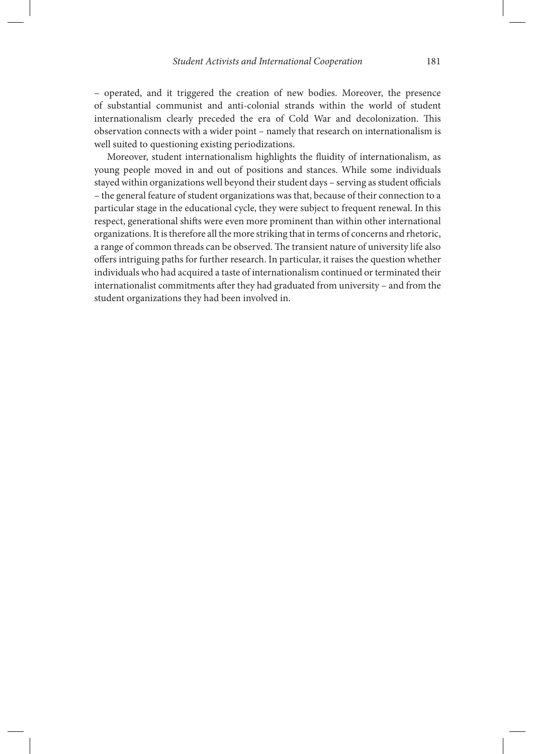– operated, and it triggered the creation of new bodies. Moreover, the presence of substantial communist and anti-colonial strands within the world of student internationalism clearly preceded the era of Cold War and decolonization. This observation connects with a wider point – namely that research on internationalism is well suited to questioning existing periodizations.

Moreover, student internationalism highlights the fluidity of internationalism, as young people moved in and out of positions and stances. While some individuals stayed within organizations well beyond their student days – serving as student officials – the general feature of student organizations was that, because of their connection to a particular stage in the educational cycle, they were subject to frequent renewal. In this respect, generational shifts were even more prominent than within other international organizations. It is therefore all the more striking that in terms of concerns and rhetoric, a range of common threads can be observed. The transient nature of university life also offers intriguing paths for further research. In particular, it raises the question whether individuals who had acquired a taste of internationalism continued or terminated their internationalist commitments after they had graduated from university – and from the student organizations they had been involved in.